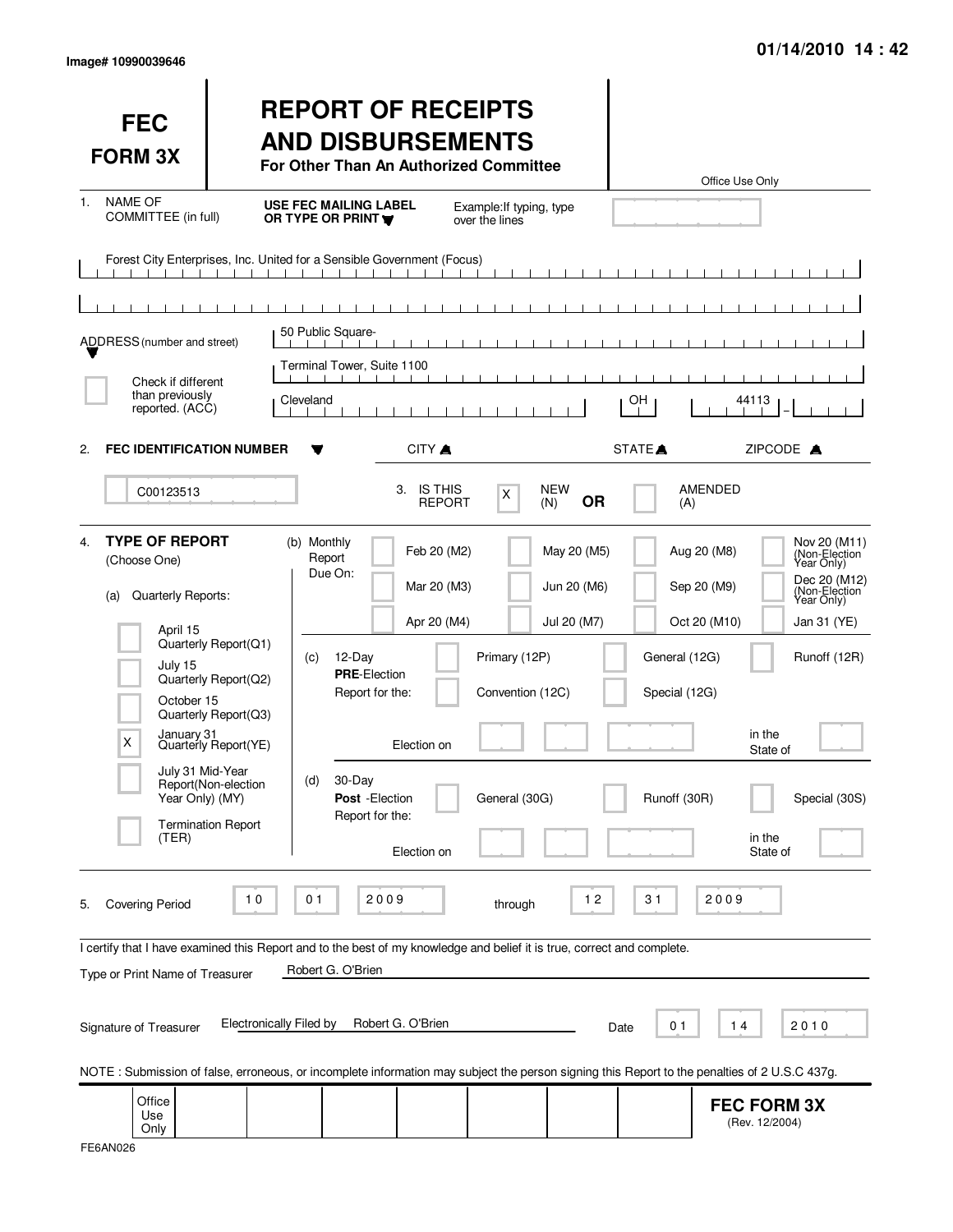Image# 10990039646

01/14/2010 14 : 42

# FEC FORM 3X

## REPORT OF RECEIPTS AND DISBURSEMENTS

**For Other Than An Authorized Committee**

Office Use Only

1. NAME OF COMMITTEE (in full) — **USE FEC MAILING LABEL OR TYPE OR PRINT** — Example: If typing, type over the lines

Forest City Enterprises, Inc. United for a Sensible Government (Focus)

ADDRESS (number and street)

50 Public Square-

Terminal Tower, Suite 1100

Cleveland | OH | 44113

CITY | STATE | ZIPCODE

☐ Check if different than previously reported. (ACC)

2. **FEC IDENTIFICATION NUMBER**

C00123513

3. IS THIS REPORT [X] NEW (N) **OR** [ ] AMENDED (A)

4. **TYPE OF REPORT** (Choose One)

(a) Quarterly Reports:

- [ ] April 15 Quarterly Report (Q1)
- [ ] July 15 Quarterly Report (Q2)
- [ ] October 15 Quarterly Report (Q3)
- [X] January 31 Quarterly Report (YE)
- [ ] July 31 Mid-Year Report (Non-election Year Only) (MY)
- [ ] Termination Report (TER)

(b) Monthly Report Due On:

- [ ] Feb 20 (M2)
- [ ] Mar 20 (M3)
- [ ] Apr 20 (M4)
- [ ] May 20 (M5)
- [ ] Jun 20 (M6)
- [ ] Jul 20 (M7)
- [ ] Aug 20 (M8)
- [ ] Sep 20 (M9)
- [ ] Oct 20 (M10)
- [ ] Nov 20 (M11) (Non-Election Year Only)
- [ ] Dec 20 (M12) (Non-Election Year Only)
- [ ] Jan 31 (YE)

(c) 12-Day **PRE**-Election Report for the:

- [ ] Primary (12P)
- [ ] General (12G)
- [ ] Runoff (12R)
- [ ] Convention (12C)
- [ ] Special (12G)

Election on ____ in the State of ____

(d) 30-Day **Post**-Election Report for the:

- [ ] General (30G)
- [ ] Runoff (30R)
- [ ] Special (30S)

Election on ____ in the State of ____

5. Covering Period 10 01 2009 through 12 31 2009

I certify that I have examined this Report and to the best of my knowledge and belief it is true, correct and complete.

Type or Print Name of Treasurer: Robert G. O'Brien

Signature of Treasurer: Electronically Filed by Robert G. O'Brien — Date 01 14 2010

NOTE : Submission of false, erroneous, or incomplete information may subject the person signing this Report to the penalties of 2 U.S.C 437g.

Office Use Only

**FEC FORM 3X** (Rev. 12/2004)

FE6AN026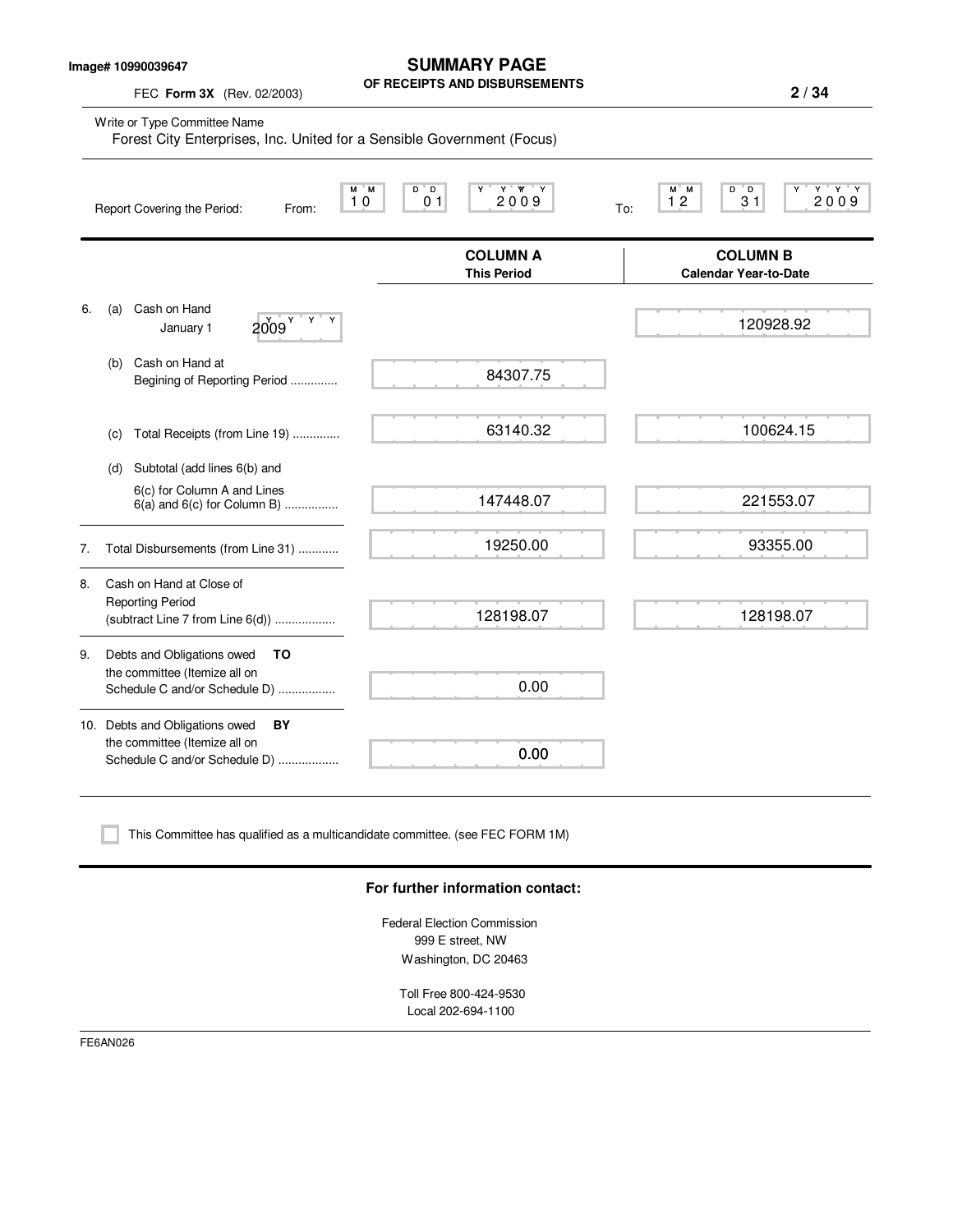Image# 10990039647

# SUMMARY PAGE
## OF RECEIPTS AND DISBURSEMENTS

FEC **Form 3X** (Rev. 02/2003)

Write or Type Committee Name

Forest City Enterprises, Inc. United for a Sensible Government (Focus)

Report Covering the Period: From: 10 01 2009 To: 12 31 2009

| | | COLUMN A This Period | COLUMN B Calendar Year-to-Date |
|---|---|---|---|
| 6. | (a) Cash on Hand January 1 2009 | | 120928.92 |
| | (b) Cash on Hand at Begining of Reporting Period .............. | 84307.75 | |
| | (c) Total Receipts (from Line 19) .............. | 63140.32 | 100624.15 |
| | (d) Subtotal (add lines 6(b) and 6(c) for Column A and Lines 6(a) and 6(c) for Column B) ................ | 147448.07 | 221553.07 |
| 7. | Total Disbursements (from Line 31) ............ | 19250.00 | 93355.00 |
| 8. | Cash on Hand at Close of Reporting Period (subtract Line 7 from Line 6(d)) .................. | 128198.07 | 128198.07 |
| 9. | Debts and Obligations owed **TO** the committee (Itemize all on Schedule C and/or Schedule D) ................. | 0.00 | |
| 10. | Debts and Obligations owed **BY** the committee (Itemize all on Schedule C and/or Schedule D) .................. | 0.00 | |

☐ This Committee has qualified as a multicandidate committee. (see FEC FORM 1M)

**For further information contact:**

Federal Election Commission
999 E street, NW
Washington, DC 20463

Toll Free 800-424-9530
Local 202-694-1100

FE6AN026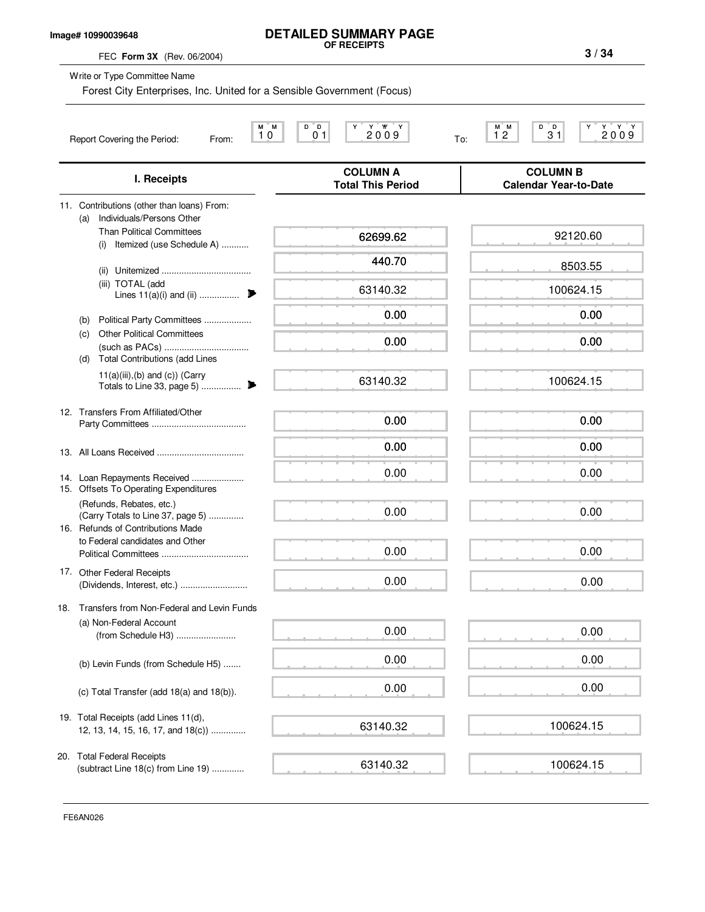Image# 10990039648

# DETAILED SUMMARY PAGE
**OF RECEIPTS**

FEC **Form 3X** (Rev. 06/2004)

Write or Type Committee Name

Forest City Enterprises, Inc. United for a Sensible Government (Focus)

Report Covering the Period: From: 10 01 2009 To: 12 31 2009

| I. Receipts | COLUMN A Total This Period | COLUMN B Calendar Year-to-Date |
|---|---|---|
| 11. Contributions (other than loans) From: | | |
| (a) Individuals/Persons Other Than Political Committees | | |
| (i) Itemized (use Schedule A) | 62699.62 | 92120.60 |
| (ii) Unitemized | 440.70 | 8503.55 |
| (iii) TOTAL (add Lines 11(a)(i) and (ii) | 63140.32 | 100624.15 |
| (b) Political Party Committees | 0.00 | 0.00 |
| (c) Other Political Committees (such as PACs) | 0.00 | 0.00 |
| (d) Total Contributions (add Lines 11(a)(iii),(b) and (c)) (Carry Totals to Line 33, page 5) | 63140.32 | 100624.15 |
| 12. Transfers From Affiliated/Other Party Committees | 0.00 | 0.00 |
| 13. All Loans Received | 0.00 | 0.00 |
| 14. Loan Repayments Received | 0.00 | 0.00 |
| 15. Offsets To Operating Expenditures (Refunds, Rebates, etc.) (Carry Totals to Line 37, page 5) | 0.00 | 0.00 |
| 16. Refunds of Contributions Made to Federal candidates and Other Political Committees | 0.00 | 0.00 |
| 17. Other Federal Receipts (Dividends, Interest, etc.) | 0.00 | 0.00 |
| 18. Transfers from Non-Federal and Levin Funds | | |
| (a) Non-Federal Account (from Schedule H3) | 0.00 | 0.00 |
| (b) Levin Funds (from Schedule H5) | 0.00 | 0.00 |
| (c) Total Transfer (add 18(a) and 18(b)). | 0.00 | 0.00 |
| 19. Total Receipts (add Lines 11(d), 12, 13, 14, 15, 16, 17, and 18(c)) | 63140.32 | 100624.15 |
| 20. Total Federal Receipts (subtract Line 18(c) from Line 19) | 63140.32 | 100624.15 |

FE6AN026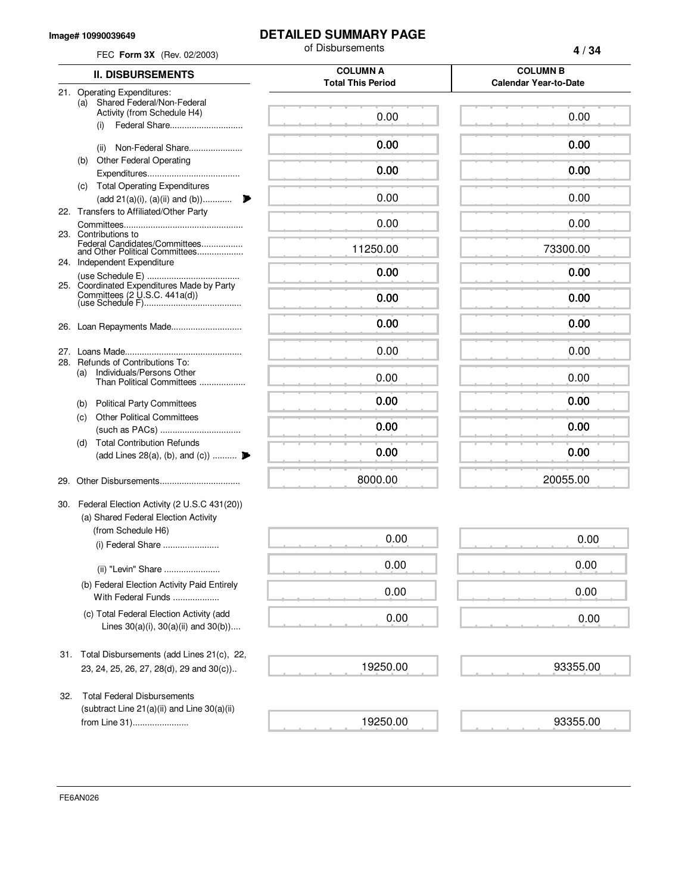Image# 10990039649

FEC **Form 3X** (Rev. 02/2003)

# DETAILED SUMMARY PAGE

of Disbursements

| II. DISBURSEMENTS | COLUMN A Total This Period | COLUMN B Calendar Year-to-Date |
|---|---|---|
| 21. Operating Expenditures: | | |
| (a) Shared Federal/Non-Federal Activity (from Schedule H4) (i) Federal Share | 0.00 | 0.00 |
| (ii) Non-Federal Share | 0.00 | 0.00 |
| (b) Other Federal Operating Expenditures | 0.00 | 0.00 |
| (c) Total Operating Expenditures (add 21(a)(i), (a)(ii) and (b)) | 0.00 | 0.00 |
| 22. Transfers to Affiliated/Other Party Committees | 0.00 | 0.00 |
| 23. Contributions to Federal Candidates/Committees and Other Political Committees | 11250.00 | 73300.00 |
| 24. Independent Expenditure (use Schedule E) | 0.00 | 0.00 |
| 25. Coordinated Expenditures Made by Party Committees (2 U.S.C. 441a(d)) (use Schedule F) | 0.00 | 0.00 |
| 26. Loan Repayments Made | 0.00 | 0.00 |
| 27. Loans Made | 0.00 | 0.00 |
| 28. Refunds of Contributions To: | | |
| (a) Individuals/Persons Other Than Political Committees | 0.00 | 0.00 |
| (b) Political Party Committees | 0.00 | 0.00 |
| (c) Other Political Committees (such as PACs) | 0.00 | 0.00 |
| (d) Total Contribution Refunds (add Lines 28(a), (b), and (c)) | 0.00 | 0.00 |
| 29. Other Disbursements | 8000.00 | 20055.00 |
| 30. Federal Election Activity (2 U.S.C 431(20)) | | |
| (a) Shared Federal Election Activity (from Schedule H6) (i) Federal Share | 0.00 | 0.00 |
| (ii) "Levin" Share | 0.00 | 0.00 |
| (b) Federal Election Activity Paid Entirely With Federal Funds | 0.00 | 0.00 |
| (c) Total Federal Election Activity (add Lines 30(a)(i), 30(a)(ii) and 30(b)) | 0.00 | 0.00 |
| 31. Total Disbursements (add Lines 21(c), 22, 23, 24, 25, 26, 27, 28(d), 29 and 30(c)) | 19250.00 | 93355.00 |
| 32. Total Federal Disbursements (subtract Line 21(a)(ii) and Line 30(a)(ii) from Line 31) | 19250.00 | 93355.00 |

FE6AN026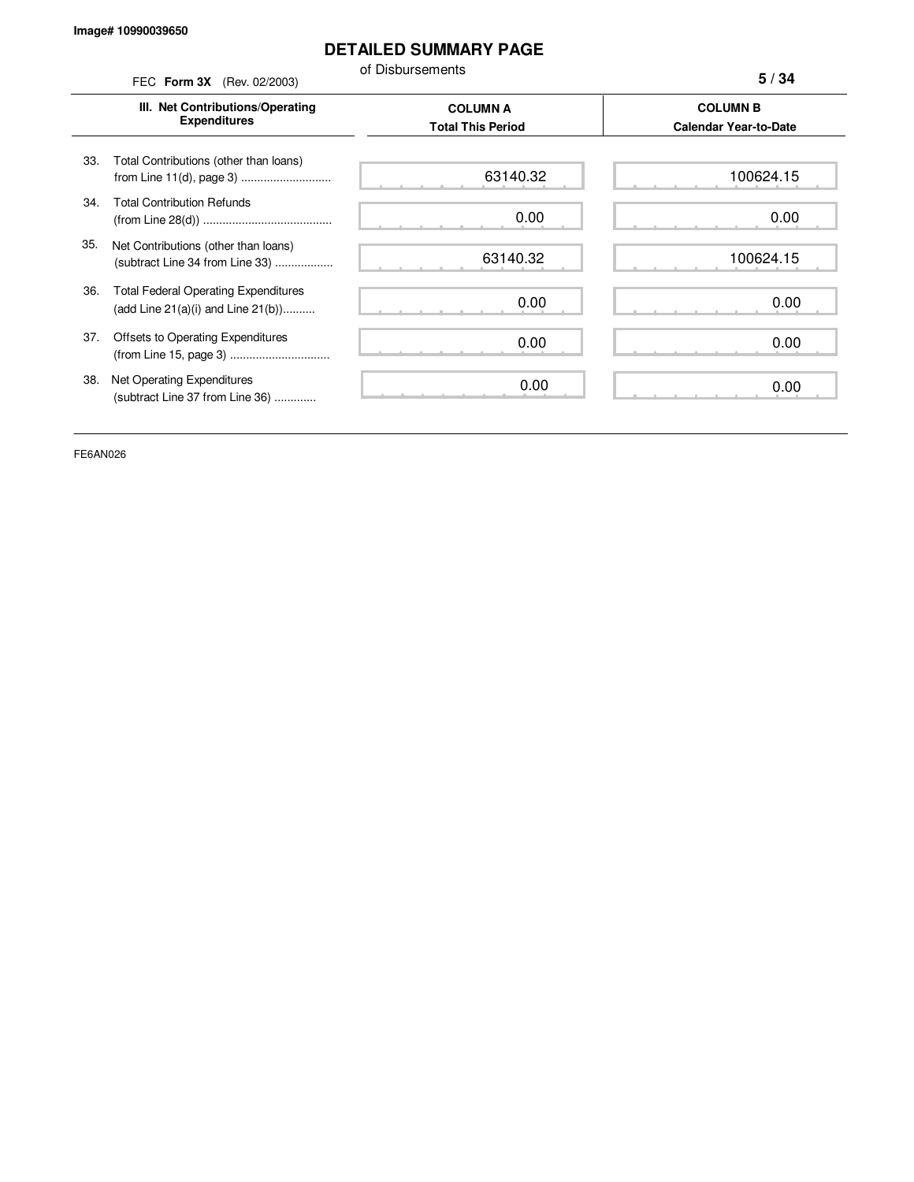Image# 10990039650

# DETAILED SUMMARY PAGE

of Disbursements

FEC **Form 3X** (Rev. 02/2003)

| III. Net Contributions/Operating Expenditures | COLUMN A Total This Period | COLUMN B Calendar Year-to-Date |
|---|---|---|
| 33. Total Contributions (other than loans) from Line 11(d), page 3 ............................ | 63140.32 | 100624.15 |
| 34. Total Contribution Refunds (from Line 28(d)) ........................................ | 0.00 | 0.00 |
| 35. Net Contributions (other than loans) (subtract Line 34 from Line 33) .................. | 63140.32 | 100624.15 |
| 36. Total Federal Operating Expenditures (add Line 21(a)(i) and Line 21(b)).......... | 0.00 | 0.00 |
| 37. Offsets to Operating Expenditures (from Line 15, page 3) ............................... | 0.00 | 0.00 |
| 38. Net Operating Expenditures (subtract Line 37 from Line 36) ............ | 0.00 | 0.00 |

FE6AN026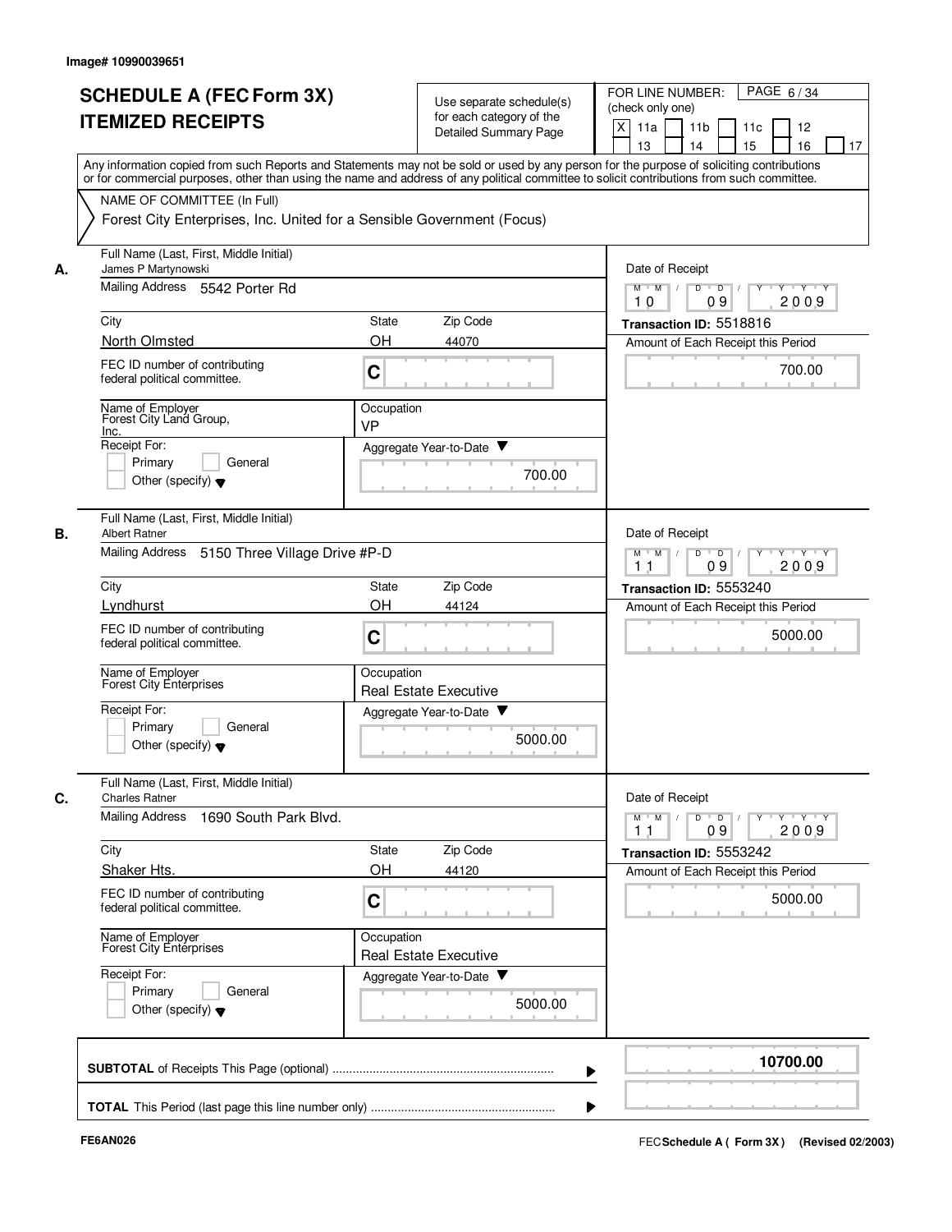Image# 10990039651

# SCHEDULE A (FEC Form 3X)
# ITEMIZED RECEIPTS

Use separate schedule(s) for each category of the Detailed Summary Page

FOR LINE NUMBER: (check only one)
[X] 11a [ ] 11b [ ] 11c [ ] 12 [ ] 13 [ ] 14 [ ] 15 [ ] 16 [ ] 17

Any information copied from such Reports and Statements may not be sold or used by any person for the purpose of soliciting contributions or for commercial purposes, other than using the name and address of any political committee to solicit contributions from such committee.

NAME OF COMMITTEE (In Full)
Forest City Enterprises, Inc. United for a Sensible Government (Focus)

## A.

**Full Name (Last, First, Middle Initial):** James P Martynowski
**Mailing Address:** 5542 Porter Rd
**City:** North Olmsted **State:** OH **Zip Code:** 44070
**FEC ID number of contributing federal political committee:** C
**Name of Employer:** Forest City Land Group, Inc.
**Occupation:** VP
**Receipt For:** [ ] Primary [ ] General [ ] Other (specify)
**Aggregate Year-to-Date:** 700.00
**Date of Receipt:** 10 09 2009
**Transaction ID:** 5518816
**Amount of Each Receipt this Period:** 700.00

## B.

**Full Name (Last, First, Middle Initial):** Albert Ratner
**Mailing Address:** 5150 Three Village Drive #P-D
**City:** Lyndhurst **State:** OH **Zip Code:** 44124
**FEC ID number of contributing federal political committee:** C
**Name of Employer:** Forest City Enterprises
**Occupation:** Real Estate Executive
**Receipt For:** [ ] Primary [ ] General [ ] Other (specify)
**Aggregate Year-to-Date:** 5000.00
**Date of Receipt:** 11 09 2009
**Transaction ID:** 5553240
**Amount of Each Receipt this Period:** 5000.00

## C.

**Full Name (Last, First, Middle Initial):** Charles Ratner
**Mailing Address:** 1690 South Park Blvd.
**City:** Shaker Hts. **State:** OH **Zip Code:** 44120
**FEC ID number of contributing federal political committee:** C
**Name of Employer:** Forest City Enterprises
**Occupation:** Real Estate Executive
**Receipt For:** [ ] Primary [ ] General [ ] Other (specify)
**Aggregate Year-to-Date:** 5000.00
**Date of Receipt:** 11 09 2009
**Transaction ID:** 5553242
**Amount of Each Receipt this Period:** 5000.00

**SUBTOTAL** of Receipts This Page (optional): **10700.00**

**TOTAL** This Period (last page this line number only):

FE6AN026 FEC Schedule A ( Form 3X ) (Revised 02/2003)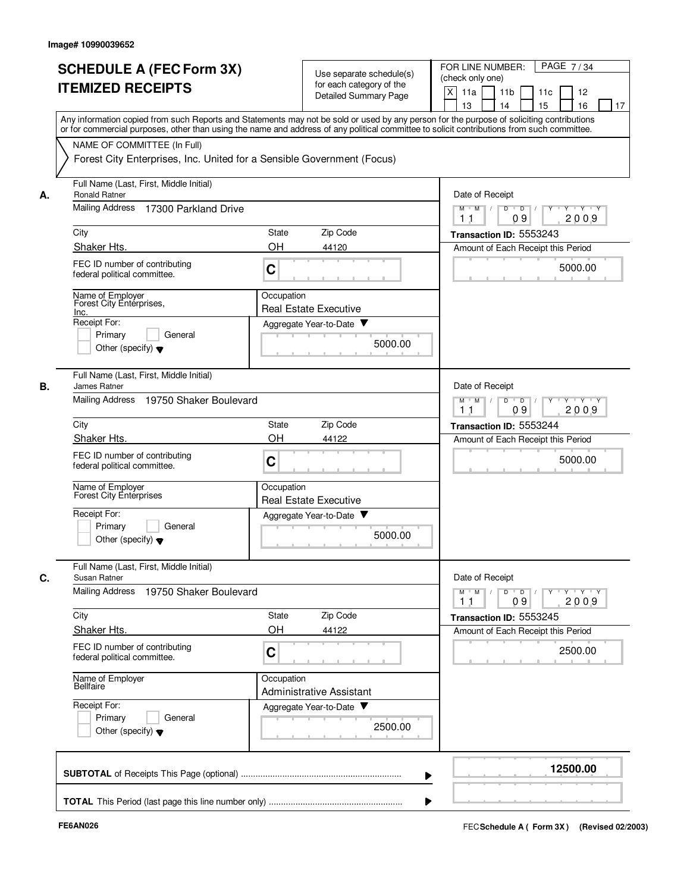Image# 10990039652

# SCHEDULE A (FEC Form 3X) ITEMIZED RECEIPTS

Use separate schedule(s) for each category of the Detailed Summary Page

FOR LINE NUMBER: (check only one)

[X] 11a [ ] 11b [ ] 11c [ ] 12 [ ] 13 [ ] 14 [ ] 15 [ ] 16 [ ] 17

PAGE 7 / 34

Any information copied from such Reports and Statements may not be sold or used by any person for the purpose of soliciting contributions or for commercial purposes, other than using the name and address of any political committee to solicit contributions from such committee.

NAME OF COMMITTEE (In Full)

Forest City Enterprises, Inc. United for a Sensible Government (Focus)

## A.

Full Name (Last, First, Middle Initial): Ronald Ratner

Mailing Address: 17300 Parkland Drive

City: Shaker Hts. | State: OH | Zip Code: 44120

FEC ID number of contributing federal political committee: C

Name of Employer: Forest City Enterprises, Inc.

Occupation: Real Estate Executive

Receipt For: [ ] Primary [ ] General [ ] Other (specify)

Date of Receipt: 11 / 09 / 2009

Transaction ID: 5553243

Amount of Each Receipt this Period: 5000.00

Aggregate Year-to-Date: 5000.00

## B.

Full Name (Last, First, Middle Initial): James Ratner

Mailing Address: 19750 Shaker Boulevard

City: Shaker Hts. | State: OH | Zip Code: 44122

FEC ID number of contributing federal political committee: C

Name of Employer: Forest City Enterprises

Occupation: Real Estate Executive

Receipt For: [ ] Primary [ ] General [ ] Other (specify)

Date of Receipt: 11 / 09 / 2009

Transaction ID: 5553244

Amount of Each Receipt this Period: 5000.00

Aggregate Year-to-Date: 5000.00

## C.

Full Name (Last, First, Middle Initial): Susan Ratner

Mailing Address: 19750 Shaker Boulevard

City: Shaker Hts. | State: OH | Zip Code: 44122

FEC ID number of contributing federal political committee: C

Name of Employer: Bellfaire

Occupation: Administrative Assistant

Receipt For: [ ] Primary [ ] General [ ] Other (specify)

Date of Receipt: 11 / 09 / 2009

Transaction ID: 5553245

Amount of Each Receipt this Period: 2500.00

Aggregate Year-to-Date: 2500.00

**SUBTOTAL** of Receipts This Page (optional): 12500.00

**TOTAL** This Period (last page this line number only):

FE6AN026

FEC **Schedule A ( Form 3X )** (Revised 02/2003)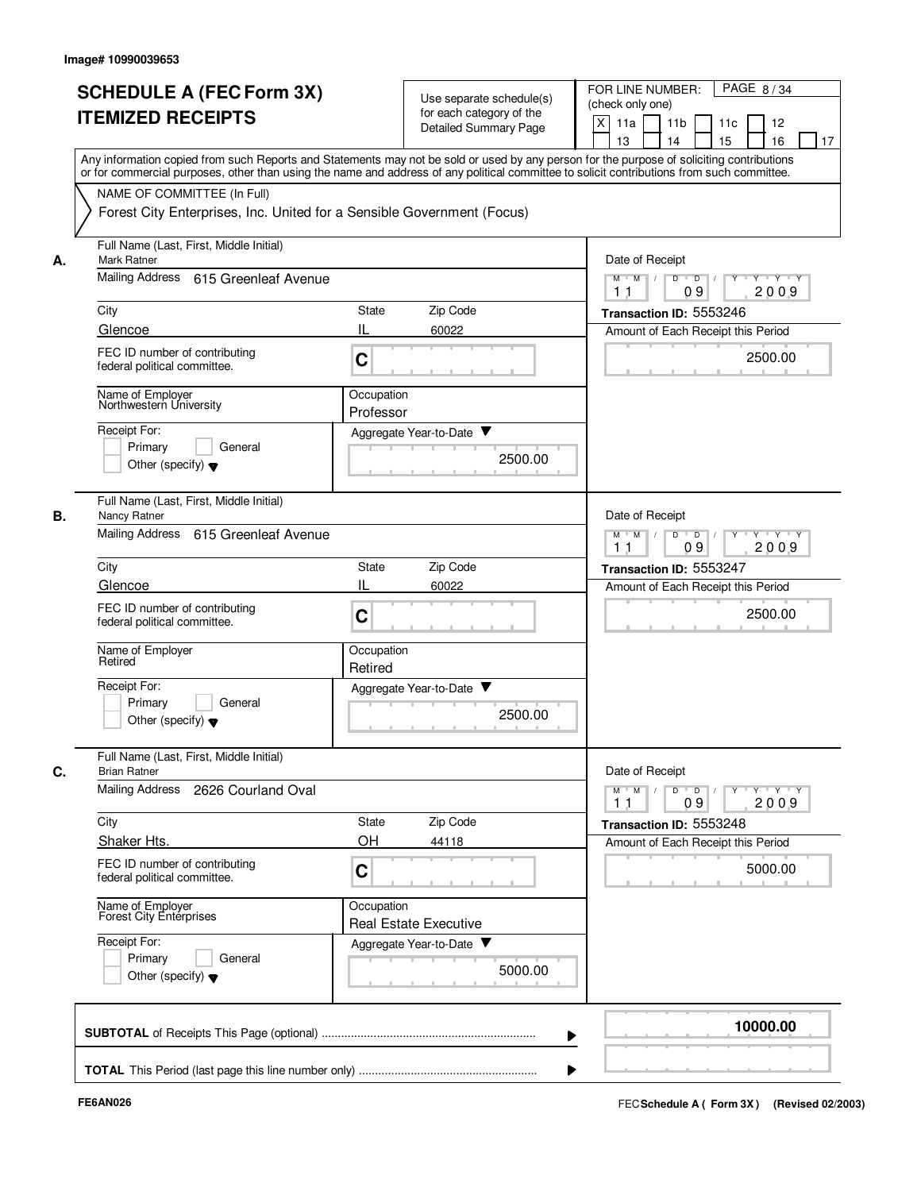Image# 10990039653

# SCHEDULE A (FEC Form 3X)
# ITEMIZED RECEIPTS

Use separate schedule(s) for each category of the Detailed Summary Page

FOR LINE NUMBER: (check only one)

[X] 11a [ ] 11b [ ] 11c [ ] 12 [ ] 13 [ ] 14 [ ] 15 [ ] 16 [ ] 17

Any information copied from such Reports and Statements may not be sold or used by any person for the purpose of soliciting contributions or for commercial purposes, other than using the name and address of any political committee to solicit contributions from such committee.

NAME OF COMMITTEE (In Full)

Forest City Enterprises, Inc. United for a Sensible Government (Focus)

---

**A.** Full Name (Last, First, Middle Initial): Mark Ratner

Mailing Address: 615 Greenleaf Avenue

City: Glencoe | State: IL | Zip Code: 60022

FEC ID number of contributing federal political committee: C

Name of Employer: Northwestern University

Occupation: Professor

Receipt For: [ ] Primary [ ] General [ ] Other (specify)

Aggregate Year-to-Date: 2500.00

Date of Receipt: 11/09/2009

Transaction ID: 5553246

Amount of Each Receipt this Period: 2500.00

---

**B.** Full Name (Last, First, Middle Initial): Nancy Ratner

Mailing Address: 615 Greenleaf Avenue

City: Glencoe | State: IL | Zip Code: 60022

FEC ID number of contributing federal political committee: C

Name of Employer: Retired

Occupation: Retired

Receipt For: [ ] Primary [ ] General [ ] Other (specify)

Aggregate Year-to-Date: 2500.00

Date of Receipt: 11/09/2009

Transaction ID: 5553247

Amount of Each Receipt this Period: 2500.00

---

**C.** Full Name (Last, First, Middle Initial): Brian Ratner

Mailing Address: 2626 Courland Oval

City: Shaker Hts. | State: OH | Zip Code: 44118

FEC ID number of contributing federal political committee: C

Name of Employer: Forest City Enterprises

Occupation: Real Estate Executive

Receipt For: [ ] Primary [ ] General [ ] Other (specify)

Aggregate Year-to-Date: 5000.00

Date of Receipt: 11/09/2009

Transaction ID: 5553248

Amount of Each Receipt this Period: 5000.00

---

**SUBTOTAL** of Receipts This Page (optional): **10000.00**

**TOTAL** This Period (last page this line number only):

FE6AN026

FEC Schedule A ( Form 3X ) (Revised 02/2003)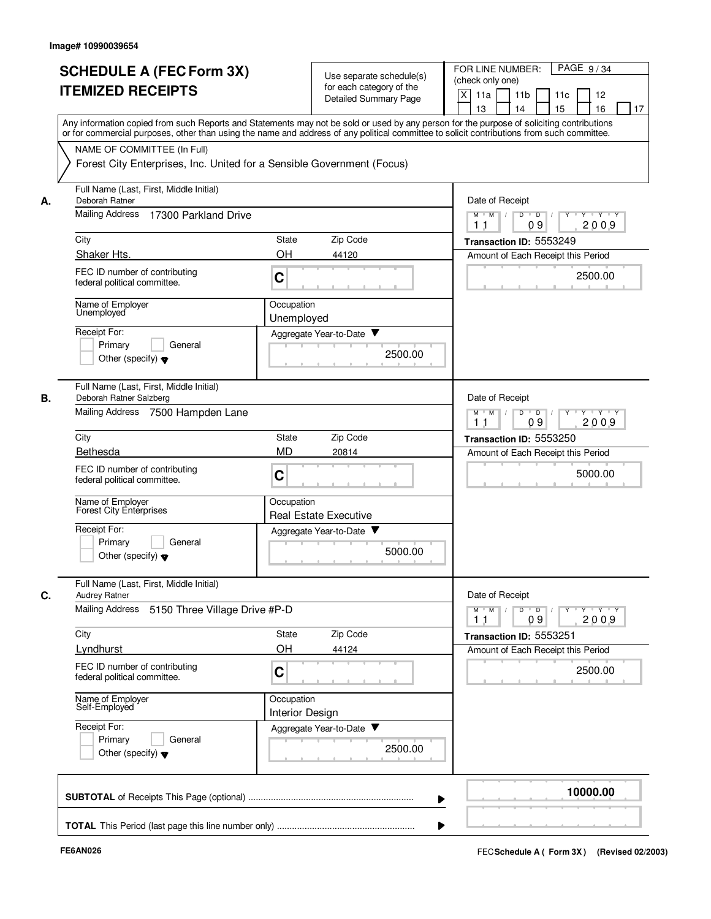Image# 10990039654

# SCHEDULE A (FEC Form 3X) ITEMIZED RECEIPTS

Use separate schedule(s) for each category of the Detailed Summary Page

FOR LINE NUMBER: (check only one)

[X] 11a [ ] 11b [ ] 11c [ ] 12 [ ] 13 [ ] 14 [ ] 15 [ ] 16 [ ] 17

PAGE 9 / 34

Any information copied from such Reports and Statements may not be sold or used by any person for the purpose of soliciting contributions or for commercial purposes, other than using the name and address of any political committee to solicit contributions from such committee.

NAME OF COMMITTEE (In Full)

Forest City Enterprises, Inc. United for a Sensible Government (Focus)

---

**A.** Full Name (Last, First, Middle Initial): Deborah Ratner

Mailing Address: 17300 Parkland Drive

City: Shaker Hts. | State: OH | Zip Code: 44120

FEC ID number of contributing federal political committee: C

Name of Employer: Unemployed

Occupation: Unemployed

Receipt For: Primary / General / Other (specify)

Aggregate Year-to-Date: 2500.00

Date of Receipt: 11 / 09 / 2009

Transaction ID: 5553249

Amount of Each Receipt this Period: 2500.00

---

**B.** Full Name (Last, First, Middle Initial): Deborah Ratner Salzberg

Mailing Address: 7500 Hampden Lane

City: Bethesda | State: MD | Zip Code: 20814

FEC ID number of contributing federal political committee: C

Name of Employer: Forest City Enterprises

Occupation: Real Estate Executive

Receipt For: Primary / General / Other (specify)

Aggregate Year-to-Date: 5000.00

Date of Receipt: 11 / 09 / 2009

Transaction ID: 5553250

Amount of Each Receipt this Period: 5000.00

---

**C.** Full Name (Last, First, Middle Initial): Audrey Ratner

Mailing Address: 5150 Three Village Drive #P-D

City: Lyndhurst | State: OH | Zip Code: 44124

FEC ID number of contributing federal political committee: C

Name of Employer: Self-Employed

Occupation: Interior Design

Receipt For: Primary / General / Other (specify)

Aggregate Year-to-Date: 2500.00

Date of Receipt: 11 / 09 / 2009

Transaction ID: 5553251

Amount of Each Receipt this Period: 2500.00

---

**SUBTOTAL** of Receipts This Page (optional): 10000.00

**TOTAL** This Period (last page this line number only):

FE6AN026

FEC Schedule A ( Form 3X ) (Revised 02/2003)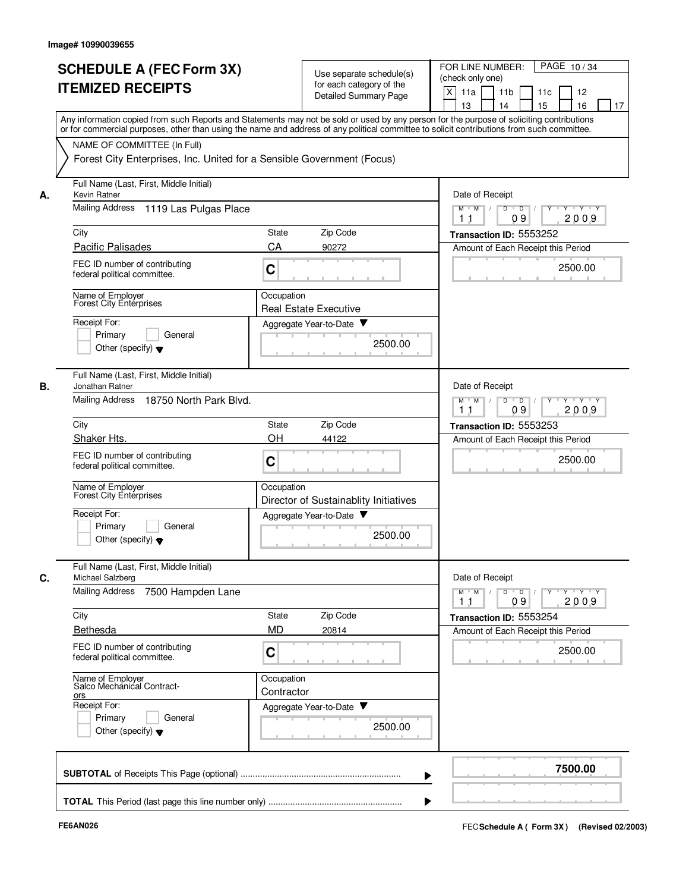Image# 10990039655

# SCHEDULE A (FEC Form 3X) ITEMIZED RECEIPTS

Use separate schedule(s) for each category of the Detailed Summary Page

FOR LINE NUMBER: (check only one)
[X] 11a [ ] 11b [ ] 11c [ ] 12 [ ] 13 [ ] 14 [ ] 15 [ ] 16 [ ] 17

PAGE 10 / 34

Any information copied from such Reports and Statements may not be sold or used by any person for the purpose of soliciting contributions or for commercial purposes, other than using the name and address of any political committee to solicit contributions from such committee.

NAME OF COMMITTEE (In Full)
Forest City Enterprises, Inc. United for a Sensible Government (Focus)

---

**A.** Full Name (Last, First, Middle Initial): Kevin Ratner
Mailing Address: 1119 Las Pulgas Place
City: Pacific Palisades | State: CA | Zip Code: 90272
FEC ID number of contributing federal political committee: C
Name of Employer: Forest City Enterprises
Occupation: Real Estate Executive
Receipt For: [ ] Primary [ ] General [ ] Other (specify)
Aggregate Year-to-Date: 2500.00
Date of Receipt: 11 / 09 / 2009
Transaction ID: 5553252
Amount of Each Receipt this Period: 2500.00

---

**B.** Full Name (Last, First, Middle Initial): Jonathan Ratner
Mailing Address: 18750 North Park Blvd.
City: Shaker Hts. | State: OH | Zip Code: 44122
FEC ID number of contributing federal political committee: C
Name of Employer: Forest City Enterprises
Occupation: Director of Sustainablity Initiatives
Receipt For: [ ] Primary [ ] General [ ] Other (specify)
Aggregate Year-to-Date: 2500.00
Date of Receipt: 11 / 09 / 2009
Transaction ID: 5553253
Amount of Each Receipt this Period: 2500.00

---

**C.** Full Name (Last, First, Middle Initial): Michael Salzberg
Mailing Address: 7500 Hampden Lane
City: Bethesda | State: MD | Zip Code: 20814
FEC ID number of contributing federal political committee: C
Name of Employer: Salco Mechanical Contractors
Occupation: Contractor
Receipt For: [ ] Primary [ ] General [ ] Other (specify)
Aggregate Year-to-Date: 2500.00
Date of Receipt: 11 / 09 / 2009
Transaction ID: 5553254
Amount of Each Receipt this Period: 2500.00

---

**SUBTOTAL** of Receipts This Page (optional): **7500.00**

**TOTAL** This Period (last page this line number only):

FE6AN026 — FEC Schedule A ( Form 3X ) (Revised 02/2003)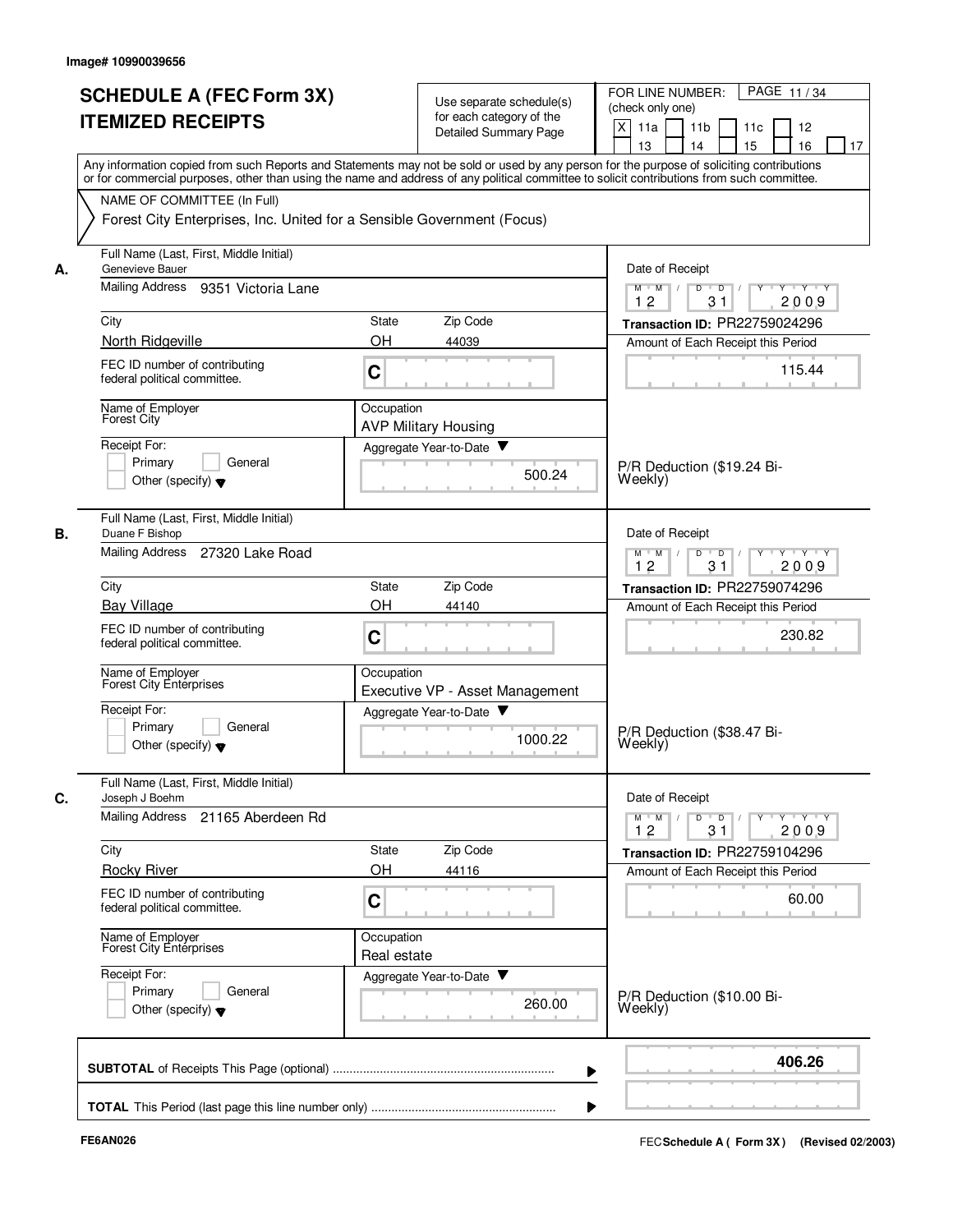Image# 10990039656

# SCHEDULE A (FEC Form 3X) ITEMIZED RECEIPTS

Use separate schedule(s) for each category of the Detailed Summary Page

FOR LINE NUMBER: (check only one)

- [X] 11a
- [ ] 11b
- [ ] 11c
- [ ] 12
- [ ] 13
- [ ] 14
- [ ] 15
- [ ] 16
- [ ] 17

PAGE 11 / 34

Any information copied from such Reports and Statements may not be sold or used by any person for the purpose of soliciting contributions or for commercial purposes, other than using the name and address of any political committee to solicit contributions from such committee.

NAME OF COMMITTEE (In Full)

Forest City Enterprises, Inc. United for a Sensible Government (Focus)

---

**A.** Full Name (Last, First, Middle Initial): Genevieve Bauer

Mailing Address: 9351 Victoria Lane

City: North Ridgeville | State: OH | Zip Code: 44039

FEC ID number of contributing federal political committee: C

Name of Employer: Forest City

Occupation: AVP Military Housing

Receipt For: Primary / General / Other (specify)

Aggregate Year-to-Date: 500.24

Date of Receipt: 12 / 31 / 2009

Transaction ID: PR22759024296

Amount of Each Receipt this Period: 115.44

P/R Deduction ($19.24 Bi-Weekly)

---

**B.** Full Name (Last, First, Middle Initial): Duane F Bishop

Mailing Address: 27320 Lake Road

City: Bay Village | State: OH | Zip Code: 44140

FEC ID number of contributing federal political committee: C

Name of Employer: Forest City Enterprises

Occupation: Executive VP - Asset Management

Receipt For: Primary / General / Other (specify)

Aggregate Year-to-Date: 1000.22

Date of Receipt: 12 / 31 / 2009

Transaction ID: PR22759074296

Amount of Each Receipt this Period: 230.82

P/R Deduction ($38.47 Bi-Weekly)

---

**C.** Full Name (Last, First, Middle Initial): Joseph J Boehm

Mailing Address: 21165 Aberdeen Rd

City: Rocky River | State: OH | Zip Code: 44116

FEC ID number of contributing federal political committee: C

Name of Employer: Forest City Enterprises

Occupation: Real estate

Receipt For: Primary / General / Other (specify)

Aggregate Year-to-Date: 260.00

Date of Receipt: 12 / 31 / 2009

Transaction ID: PR22759104296

Amount of Each Receipt this Period: 60.00

P/R Deduction ($10.00 Bi-Weekly)

---

**SUBTOTAL** of Receipts This Page (optional): **406.26**

**TOTAL** This Period (last page this line number only):

FE6AN026

FEC Schedule A ( Form 3X ) (Revised 02/2003)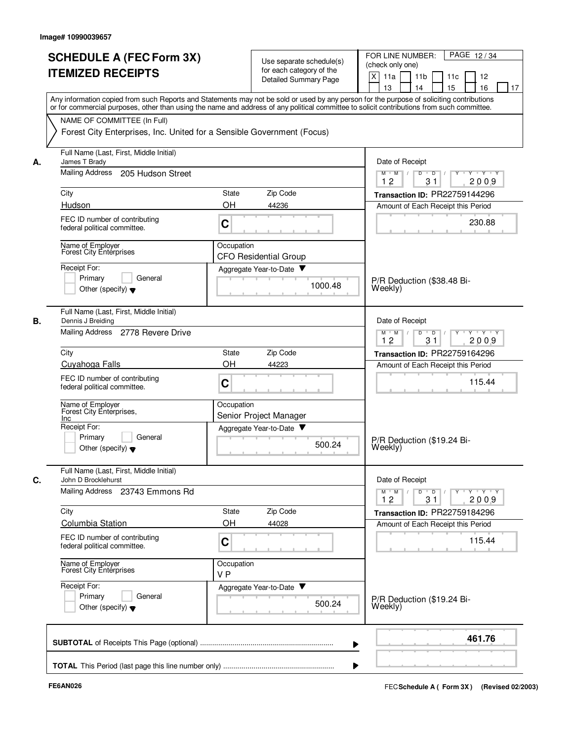Image# 10990039657

# SCHEDULE A (FEC Form 3X) ITEMIZED RECEIPTS

Use separate schedule(s) for each category of the Detailed Summary Page

FOR LINE NUMBER: (check only one)

[X] 11a [ ] 11b [ ] 11c [ ] 12 [ ] 13 [ ] 14 [ ] 15 [ ] 16 [ ] 17

Any information copied from such Reports and Statements may not be sold or used by any person for the purpose of soliciting contributions or for commercial purposes, other than using the name and address of any political committee to solicit contributions from such committee.

NAME OF COMMITTEE (In Full)

Forest City Enterprises, Inc. United for a Sensible Government (Focus)

---

**A.** Full Name (Last, First, Middle Initial): James T Brady

Mailing Address: 205 Hudson Street

City: Hudson | State: OH | Zip Code: 44236

FEC ID number of contributing federal political committee: C

Name of Employer: Forest City Enterprises

Occupation: CFO Residential Group

Receipt For: [ ] Primary [ ] General [ ] Other (specify)

Aggregate Year-to-Date: 1000.48

Date of Receipt: 12 31 2009

Transaction ID: PR22759144296

Amount of Each Receipt this Period: 230.88

P/R Deduction ($38.48 Bi-Weekly)

---

**B.** Full Name (Last, First, Middle Initial): Dennis J Breiding

Mailing Address: 2778 Revere Drive

City: Cuyahoga Falls | State: OH | Zip Code: 44223

FEC ID number of contributing federal political committee: C

Name of Employer: Forest City Enterprises, Inc

Occupation: Senior Project Manager

Receipt For: [ ] Primary [ ] General [ ] Other (specify)

Aggregate Year-to-Date: 500.24

Date of Receipt: 12 31 2009

Transaction ID: PR22759164296

Amount of Each Receipt this Period: 115.44

P/R Deduction ($19.24 Bi-Weekly)

---

**C.** Full Name (Last, First, Middle Initial): John D Brocklehurst

Mailing Address: 23743 Emmons Rd

City: Columbia Station | State: OH | Zip Code: 44028

FEC ID number of contributing federal political committee: C

Name of Employer: Forest City Enterprises

Occupation: V P

Receipt For: [ ] Primary [ ] General [ ] Other (specify)

Aggregate Year-to-Date: 500.24

Date of Receipt: 12 31 2009

Transaction ID: PR22759184296

Amount of Each Receipt this Period: 115.44

P/R Deduction ($19.24 Bi-Weekly)

---

**SUBTOTAL** of Receipts This Page (optional): **461.76**

**TOTAL** This Period (last page this line number only):

FE6AN026

FEC Schedule A ( Form 3X) (Revised 02/2003)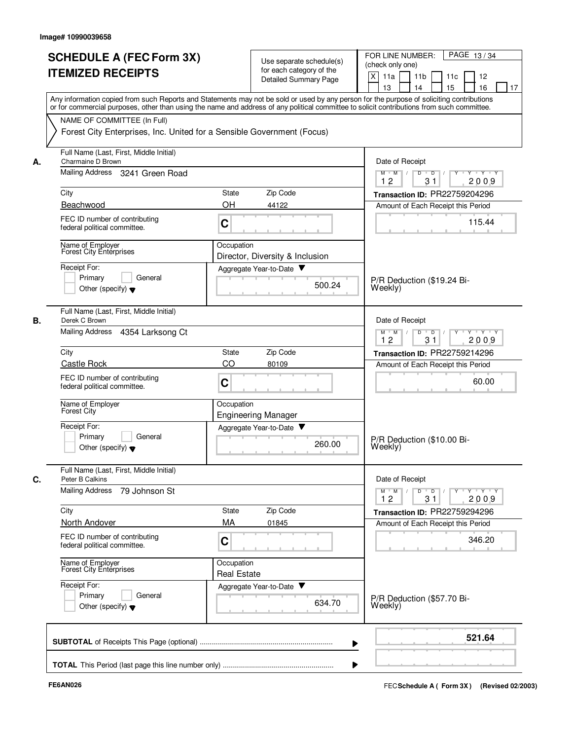Image# 10990039658

# SCHEDULE A (FEC Form 3X) ITEMIZED RECEIPTS

Use separate schedule(s) for each category of the Detailed Summary Page

FOR LINE NUMBER: (check only one)

[X] 11a [ ] 11b [ ] 11c [ ] 12 [ ] 13 [ ] 14 [ ] 15 [ ] 16 [ ] 17

PAGE 13 / 34

Any information copied from such Reports and Statements may not be sold or used by any person for the purpose of soliciting contributions or for commercial purposes, other than using the name and address of any political committee to solicit contributions from such committee.

NAME OF COMMITTEE (In Full)

Forest City Enterprises, Inc. United for a Sensible Government (Focus)

---

**A.** Full Name (Last, First, Middle Initial): Charmaine D Brown

Mailing Address: 3241 Green Road

City: Beachwood | State: OH | Zip Code: 44122

FEC ID number of contributing federal political committee: C

Name of Employer: Forest City Enterprises

Occupation: Director, Diversity & Inclusion

Receipt For: [ ] Primary [ ] General [ ] Other (specify)

Aggregate Year-to-Date: 500.24

Date of Receipt: 12 / 31 / 2009

Transaction ID: PR22759204296

Amount of Each Receipt this Period: 115.44

P/R Deduction ($19.24 Bi-Weekly)

---

**B.** Full Name (Last, First, Middle Initial): Derek C Brown

Mailing Address: 4354 Larksong Ct

City: Castle Rock | State: CO | Zip Code: 80109

FEC ID number of contributing federal political committee: C

Name of Employer: Forest City

Occupation: Engineering Manager

Receipt For: [ ] Primary [ ] General [ ] Other (specify)

Aggregate Year-to-Date: 260.00

Date of Receipt: 12 / 31 / 2009

Transaction ID: PR22759214296

Amount of Each Receipt this Period: 60.00

P/R Deduction ($10.00 Bi-Weekly)

---

**C.** Full Name (Last, First, Middle Initial): Peter B Calkins

Mailing Address: 79 Johnson St

City: North Andover | State: MA | Zip Code: 01845

FEC ID number of contributing federal political committee: C

Name of Employer: Forest City Enterprises

Occupation: Real Estate

Receipt For: [ ] Primary [ ] General [ ] Other (specify)

Aggregate Year-to-Date: 634.70

Date of Receipt: 12 / 31 / 2009

Transaction ID: PR22759294296

Amount of Each Receipt this Period: 346.20

P/R Deduction ($57.70 Bi-Weekly)

---

**SUBTOTAL** of Receipts This Page (optional): **521.64**

**TOTAL** This Period (last page this line number only):

FE6AN026

FEC Schedule A ( Form 3X) (Revised 02/2003)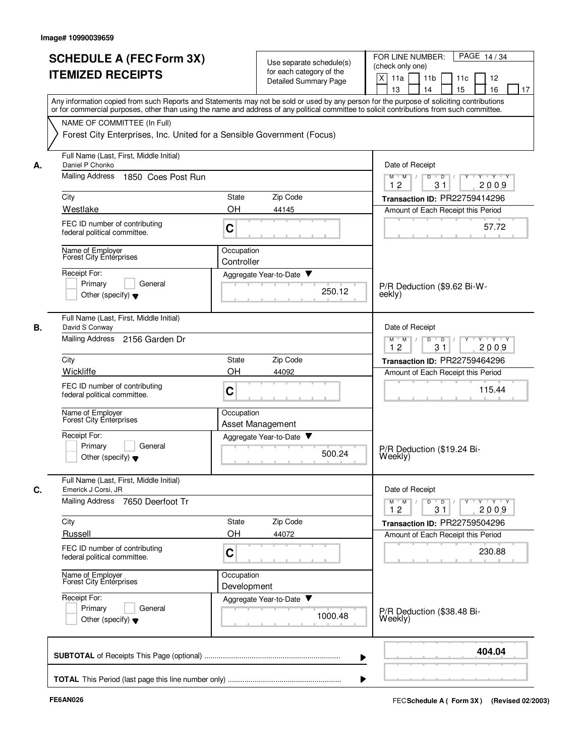Image# 10990039659

# SCHEDULE A (FEC Form 3X)
# ITEMIZED RECEIPTS

Use separate schedule(s) for each category of the Detailed Summary Page

FOR LINE NUMBER: (check only one)

[X] 11a [ ] 11b [ ] 11c [ ] 12 [ ] 13 [ ] 14 [ ] 15 [ ] 16 [ ] 17

PAGE 14 / 34

Any information copied from such Reports and Statements may not be sold or used by any person for the purpose of soliciting contributions or for commercial purposes, other than using the name and address of any political committee to solicit contributions from such committee.

NAME OF COMMITTEE (In Full)

Forest City Enterprises, Inc. United for a Sensible Government (Focus)

---

**A.** Full Name (Last, First, Middle Initial): Daniel P Chonko

Mailing Address: 1850 Coes Post Run

City: Westlake | State: OH | Zip Code: 44145

FEC ID number of contributing federal political committee: C

Name of Employer: Forest City Enterprises

Occupation: Controller

Receipt For: [ ] Primary [ ] General [ ] Other (specify)

Aggregate Year-to-Date: 250.12

Date of Receipt: 12 / 31 / 2009

Transaction ID: PR22759414296

Amount of Each Receipt this Period: 57.72

P/R Deduction ($9.62 Bi-Weekly)

---

**B.** Full Name (Last, First, Middle Initial): David S Conway

Mailing Address: 2156 Garden Dr

City: Wickliffe | State: OH | Zip Code: 44092

FEC ID number of contributing federal political committee: C

Name of Employer: Forest City Enterprises

Occupation: Asset Management

Receipt For: [ ] Primary [ ] General [ ] Other (specify)

Aggregate Year-to-Date: 500.24

Date of Receipt: 12 / 31 / 2009

Transaction ID: PR22759464296

Amount of Each Receipt this Period: 115.44

P/R Deduction ($19.24 Bi-Weekly)

---

**C.** Full Name (Last, First, Middle Initial): Emerick J Corsi, JR

Mailing Address: 7650 Deerfoot Tr

City: Russell | State: OH | Zip Code: 44072

FEC ID number of contributing federal political committee: C

Name of Employer: Forest City Enterprises

Occupation: Development

Receipt For: [ ] Primary [ ] General [ ] Other (specify)

Aggregate Year-to-Date: 1000.48

Date of Receipt: 12 / 31 / 2009

Transaction ID: PR22759504296

Amount of Each Receipt this Period: 230.88

P/R Deduction ($38.48 Bi-Weekly)

---

**SUBTOTAL** of Receipts This Page (optional): **404.04**

**TOTAL** This Period (last page this line number only):

FE6AN026

FEC Schedule A ( Form 3X ) (Revised 02/2003)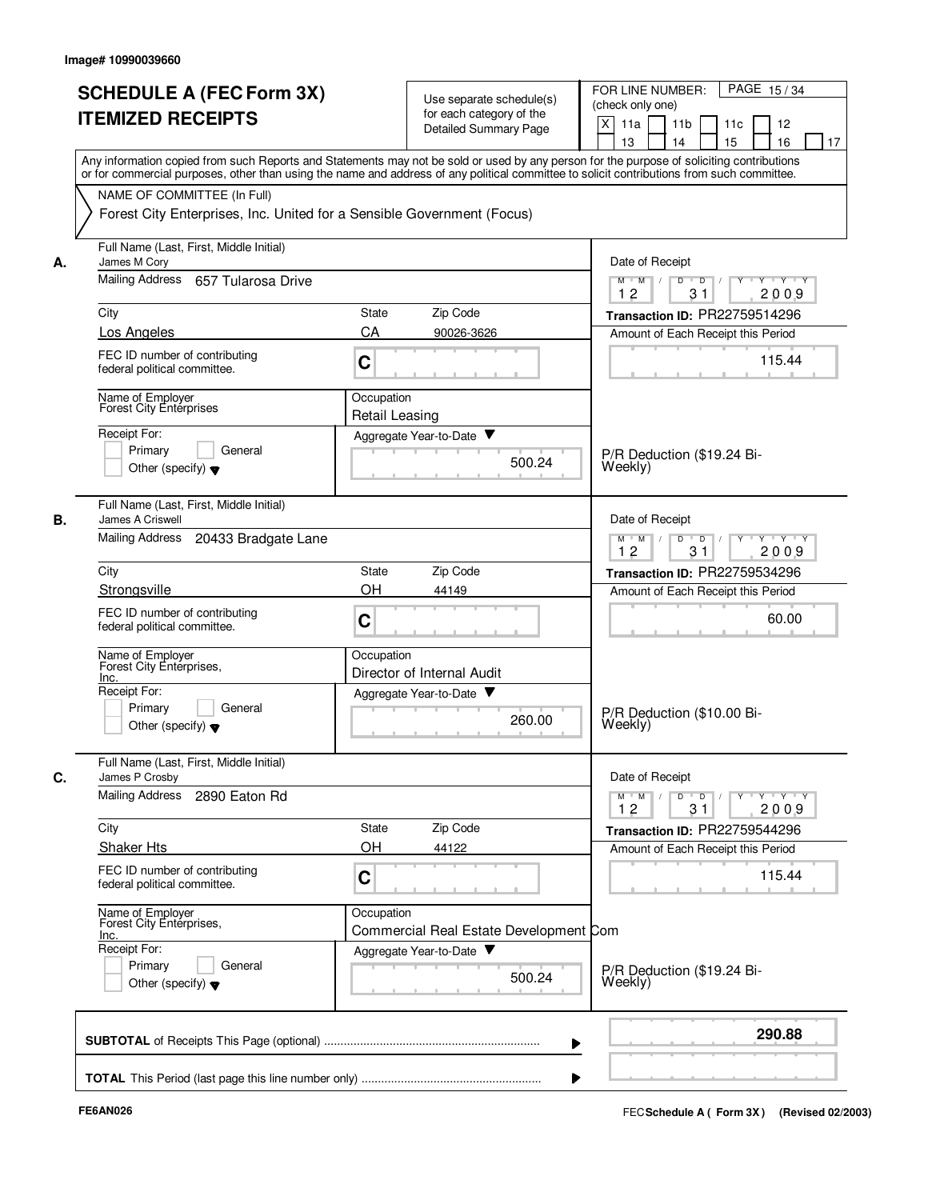Image# 10990039660

# SCHEDULE A (FEC Form 3X) ITEMIZED RECEIPTS

Use separate schedule(s) for each category of the Detailed Summary Page

FOR LINE NUMBER: (check only one)

[X] 11a [ ] 11b [ ] 11c [ ] 12 [ ] 13 [ ] 14 [ ] 15 [ ] 16 [ ] 17

Any information copied from such Reports and Statements may not be sold or used by any person for the purpose of soliciting contributions or for commercial purposes, other than using the name and address of any political committee to solicit contributions from such committee.

NAME OF COMMITTEE (In Full)

Forest City Enterprises, Inc. United for a Sensible Government (Focus)

---

**A.**

Full Name (Last, First, Middle Initial): James M Cory

Mailing Address: 657 Tularosa Drive

City: Los Angeles | State: CA | Zip Code: 90026-3626

FEC ID number of contributing federal political committee: C

Name of Employer: Forest City Enterprises

Occupation: Retail Leasing

Receipt For: [ ] Primary [ ] General [ ] Other (specify)

Aggregate Year-to-Date: 500.24

Date of Receipt: 12 / 31 / 2009

Transaction ID: PR22759514296

Amount of Each Receipt this Period: 115.44

P/R Deduction ($19.24 Bi-Weekly)

---

**B.**

Full Name (Last, First, Middle Initial): James A Criswell

Mailing Address: 20433 Bradgate Lane

City: Strongsville | State: OH | Zip Code: 44149

FEC ID number of contributing federal political committee: C

Name of Employer: Forest City Enterprises, Inc.

Occupation: Director of Internal Audit

Receipt For: [ ] Primary [ ] General [ ] Other (specify)

Aggregate Year-to-Date: 260.00

Date of Receipt: 12 / 31 / 2009

Transaction ID: PR22759534296

Amount of Each Receipt this Period: 60.00

P/R Deduction ($10.00 Bi-Weekly)

---

**C.**

Full Name (Last, First, Middle Initial): James P Crosby

Mailing Address: 2890 Eaton Rd

City: Shaker Hts | State: OH | Zip Code: 44122

FEC ID number of contributing federal political committee: C

Name of Employer: Forest City Enterprises, Inc.

Occupation: Commercial Real Estate Development Com

Receipt For: [ ] Primary [ ] General [ ] Other (specify)

Aggregate Year-to-Date: 500.24

Date of Receipt: 12 / 31 / 2009

Transaction ID: PR22759544296

Amount of Each Receipt this Period: 115.44

P/R Deduction ($19.24 Bi-Weekly)

---

**SUBTOTAL** of Receipts This Page (optional): **290.88**

**TOTAL** This Period (last page this line number only):

FE6AN026

FEC **Schedule A ( Form 3X)** (Revised 02/2003)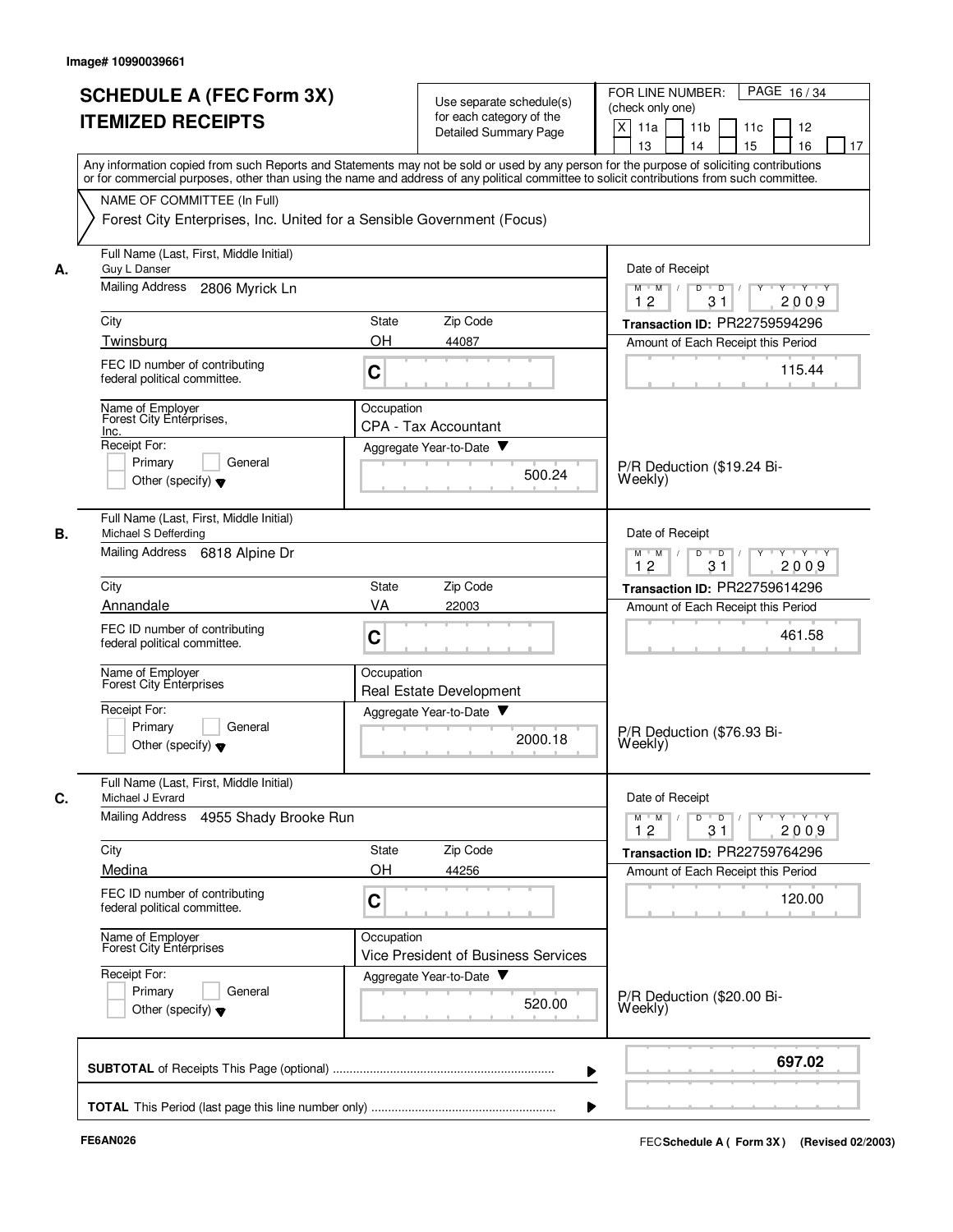Image# 10990039661

# SCHEDULE A (FEC Form 3X) ITEMIZED RECEIPTS

Use separate schedule(s) for each category of the Detailed Summary Page

FOR LINE NUMBER: (check only one)
[X] 11a [ ] 11b [ ] 11c [ ] 12 [ ] 13 [ ] 14 [ ] 15 [ ] 16 [ ] 17

PAGE 16 / 34

Any information copied from such Reports and Statements may not be sold or used by any person for the purpose of soliciting contributions or for commercial purposes, other than using the name and address of any political committee to solicit contributions from such committee.

NAME OF COMMITTEE (In Full)
Forest City Enterprises, Inc. United for a Sensible Government (Focus)

---

**A.** Full Name (Last, First, Middle Initial): Guy L Danser

Mailing Address: 2806 Myrick Ln

City: Twinsburg | State: OH | Zip Code: 44087

FEC ID number of contributing federal political committee: C

Name of Employer: Forest City Enterprises, Inc.

Occupation: CPA - Tax Accountant

Receipt For: Primary / General / Other (specify)

Aggregate Year-to-Date: 500.24

Date of Receipt: 12 / 31 / 2009

Transaction ID: PR22759594296

Amount of Each Receipt this Period: 115.44

P/R Deduction ($19.24 Bi-Weekly)

---

**B.** Full Name (Last, First, Middle Initial): Michael S Defferding

Mailing Address: 6818 Alpine Dr

City: Annandale | State: VA | Zip Code: 22003

FEC ID number of contributing federal political committee: C

Name of Employer: Forest City Enterprises

Occupation: Real Estate Development

Receipt For: Primary / General / Other (specify)

Aggregate Year-to-Date: 2000.18

Date of Receipt: 12 / 31 / 2009

Transaction ID: PR22759614296

Amount of Each Receipt this Period: 461.58

P/R Deduction ($76.93 Bi-Weekly)

---

**C.** Full Name (Last, First, Middle Initial): Michael J Evrard

Mailing Address: 4955 Shady Brooke Run

City: Medina | State: OH | Zip Code: 44256

FEC ID number of contributing federal political committee: C

Name of Employer: Forest City Enterprises

Occupation: Vice President of Business Services

Receipt For: Primary / General / Other (specify)

Aggregate Year-to-Date: 520.00

Date of Receipt: 12 / 31 / 2009

Transaction ID: PR22759764296

Amount of Each Receipt this Period: 120.00

P/R Deduction ($20.00 Bi-Weekly)

---

**SUBTOTAL** of Receipts This Page (optional): **697.02**

**TOTAL** This Period (last page this line number only):

FE6AN026 — FEC Schedule A (Form 3X) (Revised 02/2003)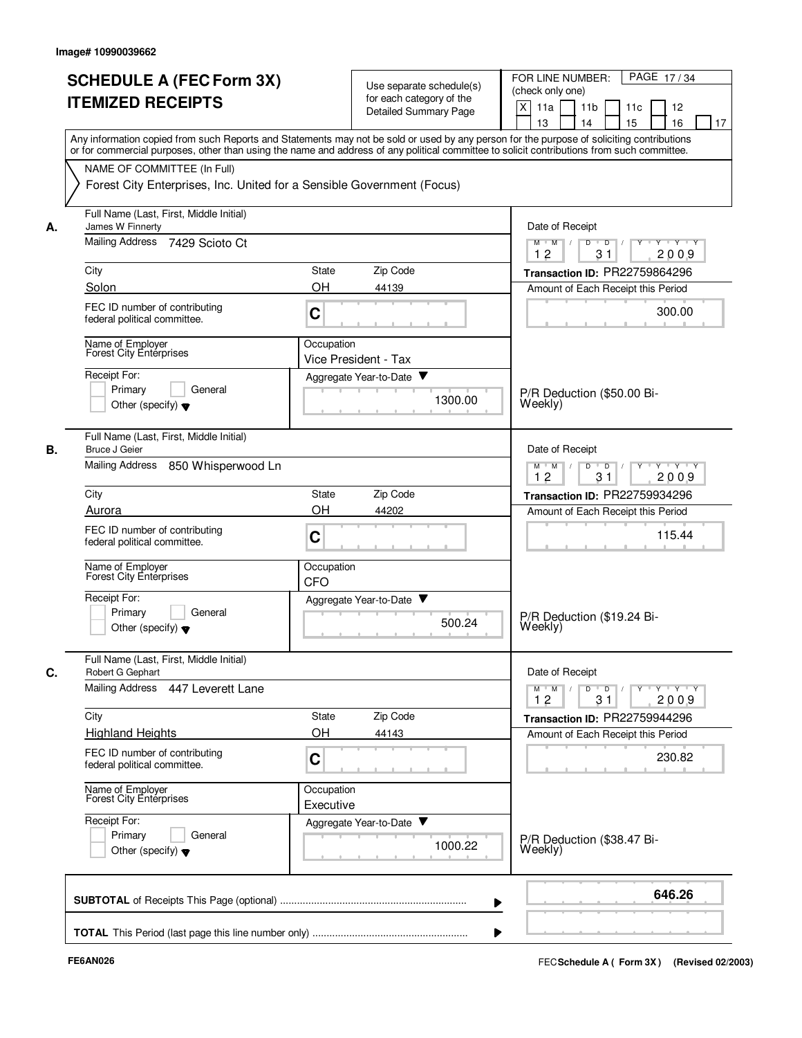Image# 10990039662

# SCHEDULE A (FEC Form 3X) ITEMIZED RECEIPTS

Use separate schedule(s) for each category of the Detailed Summary Page

FOR LINE NUMBER: (check only one)

[X] 11a [ ] 11b [ ] 11c [ ] 12 [ ] 13 [ ] 14 [ ] 15 [ ] 16 [ ] 17

Any information copied from such Reports and Statements may not be sold or used by any person for the purpose of soliciting contributions or for commercial purposes, other than using the name and address of any political committee to solicit contributions from such committee.

NAME OF COMMITTEE (In Full)

Forest City Enterprises, Inc. United for a Sensible Government (Focus)

---

**A.** Full Name (Last, First, Middle Initial): James W Finnerty

Mailing Address: 7429 Scioto Ct

City: Solon | State: OH | Zip Code: 44139

FEC ID number of contributing federal political committee: C

Name of Employer: Forest City Enterprises

Occupation: Vice President - Tax

Receipt For: [ ] Primary [ ] General [ ] Other (specify)

Aggregate Year-to-Date: 1300.00

Date of Receipt: 12 31 2009

Transaction ID: PR22759864296

Amount of Each Receipt this Period: 300.00

P/R Deduction ($50.00 Bi-Weekly)

---

**B.** Full Name (Last, First, Middle Initial): Bruce J Geier

Mailing Address: 850 Whisperwood Ln

City: Aurora | State: OH | Zip Code: 44202

FEC ID number of contributing federal political committee: C

Name of Employer: Forest City Enterprises

Occupation: CFO

Receipt For: [ ] Primary [ ] General [ ] Other (specify)

Aggregate Year-to-Date: 500.24

Date of Receipt: 12 31 2009

Transaction ID: PR22759934296

Amount of Each Receipt this Period: 115.44

P/R Deduction ($19.24 Bi-Weekly)

---

**C.** Full Name (Last, First, Middle Initial): Robert G Gephart

Mailing Address: 447 Leverett Lane

City: Highland Heights | State: OH | Zip Code: 44143

FEC ID number of contributing federal political committee: C

Name of Employer: Forest City Enterprises

Occupation: Executive

Receipt For: [ ] Primary [ ] General [ ] Other (specify)

Aggregate Year-to-Date: 1000.22

Date of Receipt: 12 31 2009

Transaction ID: PR22759944296

Amount of Each Receipt this Period: 230.82

P/R Deduction ($38.47 Bi-Weekly)

---

**SUBTOTAL** of Receipts This Page (optional): **646.26**

**TOTAL** This Period (last page this line number only):

FE6AN026

FEC **Schedule A ( Form 3X)** (Revised 02/2003)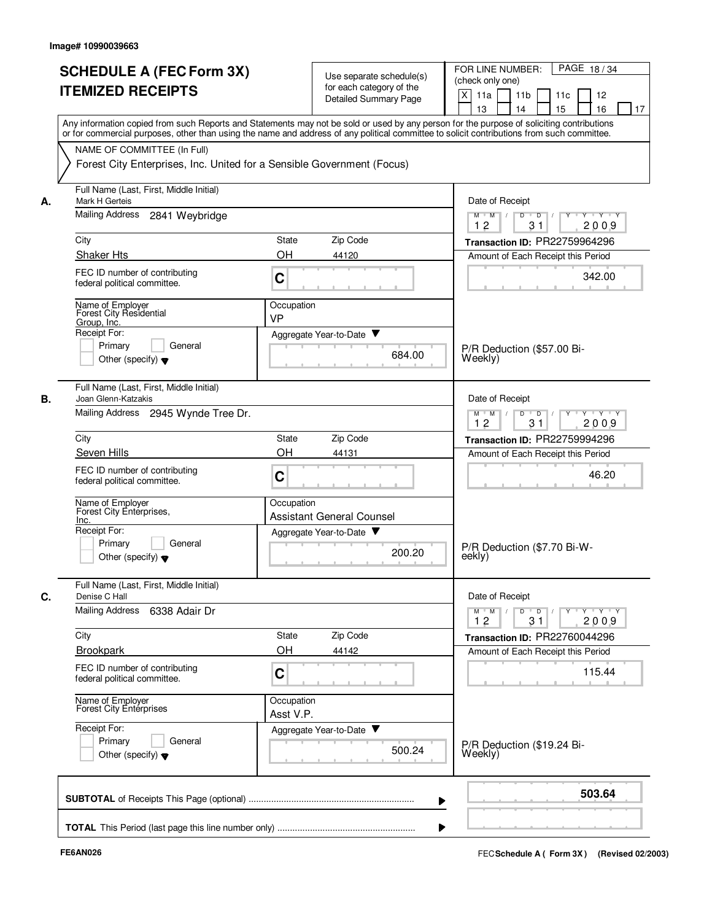Image# 10990039663

# SCHEDULE A (FEC Form 3X) ITEMIZED RECEIPTS

Use separate schedule(s) for each category of the Detailed Summary Page

FOR LINE NUMBER: (check only one)

[X] 11a [ ] 11b [ ] 11c [ ] 12 [ ] 13 [ ] 14 [ ] 15 [ ] 16 [ ] 17

PAGE 18 / 34

Any information copied from such Reports and Statements may not be sold or used by any person for the purpose of soliciting contributions or for commercial purposes, other than using the name and address of any political committee to solicit contributions from such committee.

NAME OF COMMITTEE (In Full)

Forest City Enterprises, Inc. United for a Sensible Government (Focus)

---

**A.** Full Name (Last, First, Middle Initial): Mark H Gerteis

Mailing Address: 2841 Weybridge

| City | State | Zip Code |
|---|---|---|
| Shaker Hts | OH | 44120 |

FEC ID number of contributing federal political committee: C

Name of Employer: Forest City Residential Group, Inc.

Occupation: VP

Receipt For: [ ] Primary [ ] General [ ] Other (specify)

Aggregate Year-to-Date: 684.00

Date of Receipt: 12 / 31 / 2009

Transaction ID: PR22759964296

Amount of Each Receipt this Period: 342.00

P/R Deduction ($57.00 Bi-Weekly)

---

**B.** Full Name (Last, First, Middle Initial): Joan Glenn-Katzakis

Mailing Address: 2945 Wynde Tree Dr.

| City | State | Zip Code |
|---|---|---|
| Seven Hills | OH | 44131 |

FEC ID number of contributing federal political committee: C

Name of Employer: Forest City Enterprises, Inc.

Occupation: Assistant General Counsel

Receipt For: [ ] Primary [ ] General [ ] Other (specify)

Aggregate Year-to-Date: 200.20

Date of Receipt: 12 / 31 / 2009

Transaction ID: PR22759994296

Amount of Each Receipt this Period: 46.20

P/R Deduction ($7.70 Bi-Weekly)

---

**C.** Full Name (Last, First, Middle Initial): Denise C Hall

Mailing Address: 6338 Adair Dr

| City | State | Zip Code |
|---|---|---|
| Brookpark | OH | 44142 |

FEC ID number of contributing federal political committee: C

Name of Employer: Forest City Enterprises

Occupation: Asst V.P.

Receipt For: [ ] Primary [ ] General [ ] Other (specify)

Aggregate Year-to-Date: 500.24

Date of Receipt: 12 / 31 / 2009

Transaction ID: PR22760044296

Amount of Each Receipt this Period: 115.44

P/R Deduction ($19.24 Bi-Weekly)

---

**SUBTOTAL** of Receipts This Page (optional): **503.64**

**TOTAL** This Period (last page this line number only):

FE6AN026

FEC **Schedule A ( Form 3X )** (Revised 02/2003)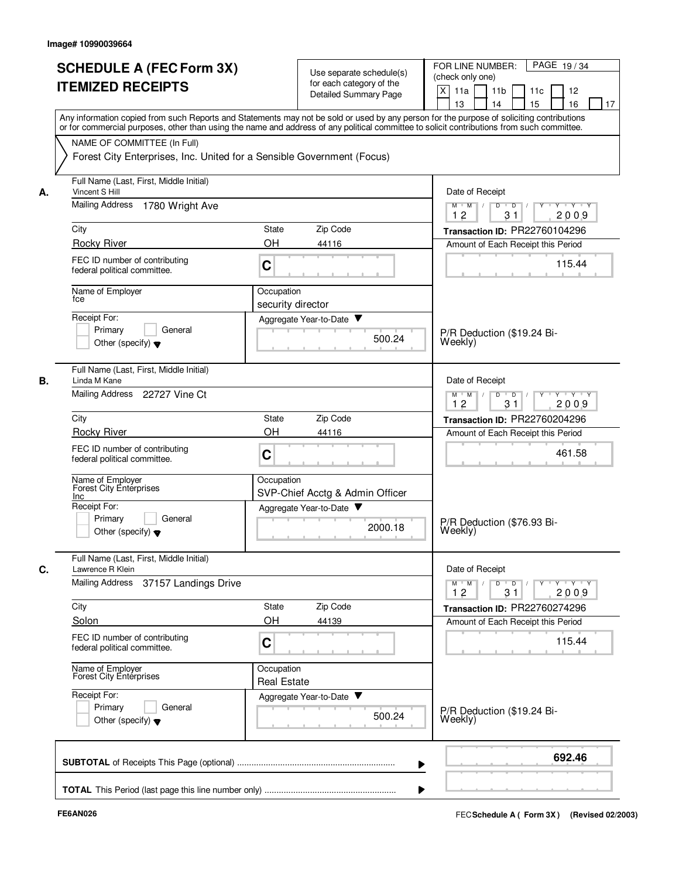Image# 10990039664

# SCHEDULE A (FEC Form 3X) ITEMIZED RECEIPTS

Use separate schedule(s) for each category of the Detailed Summary Page

FOR LINE NUMBER: (check only one)

- [X] 11a
- [ ] 11b
- [ ] 11c
- [ ] 12
- [ ] 13
- [ ] 14
- [ ] 15
- [ ] 16
- [ ] 17

PAGE 19 / 34

Any information copied from such Reports and Statements may not be sold or used by any person for the purpose of soliciting contributions or for commercial purposes, other than using the name and address of any political committee to solicit contributions from such committee.

NAME OF COMMITTEE (In Full)

Forest City Enterprises, Inc. United for a Sensible Government (Focus)

---

**A.** Full Name (Last, First, Middle Initial): Vincent S Hill

Mailing Address: 1780 Wright Ave

City: Rocky River | State: OH | Zip Code: 44116

FEC ID number of contributing federal political committee: C

Name of Employer: fce

Occupation: security director

Receipt For: Primary / General / Other (specify)

Aggregate Year-to-Date: 500.24

Date of Receipt: 12 / 31 / 2009

Transaction ID: PR22760104296

Amount of Each Receipt this Period: 115.44

P/R Deduction ($19.24 Bi-Weekly)

---

**B.** Full Name (Last, First, Middle Initial): Linda M Kane

Mailing Address: 22727 Vine Ct

City: Rocky River | State: OH | Zip Code: 44116

FEC ID number of contributing federal political committee: C

Name of Employer: Forest City Enterprises Inc

Occupation: SVP-Chief Acctg & Admin Officer

Receipt For: Primary / General / Other (specify)

Aggregate Year-to-Date: 2000.18

Date of Receipt: 12 / 31 / 2009

Transaction ID: PR22760204296

Amount of Each Receipt this Period: 461.58

P/R Deduction ($76.93 Bi-Weekly)

---

**C.** Full Name (Last, First, Middle Initial): Lawrence R Klein

Mailing Address: 37157 Landings Drive

City: Solon | State: OH | Zip Code: 44139

FEC ID number of contributing federal political committee: C

Name of Employer: Forest City Enterprises

Occupation: Real Estate

Receipt For: Primary / General / Other (specify)

Aggregate Year-to-Date: 500.24

Date of Receipt: 12 / 31 / 2009

Transaction ID: PR22760274296

Amount of Each Receipt this Period: 115.44

P/R Deduction ($19.24 Bi-Weekly)

---

**SUBTOTAL** of Receipts This Page (optional): **692.46**

**TOTAL** This Period (last page this line number only):

FE6AN026

FEC **Schedule A ( Form 3X )** (Revised 02/2003)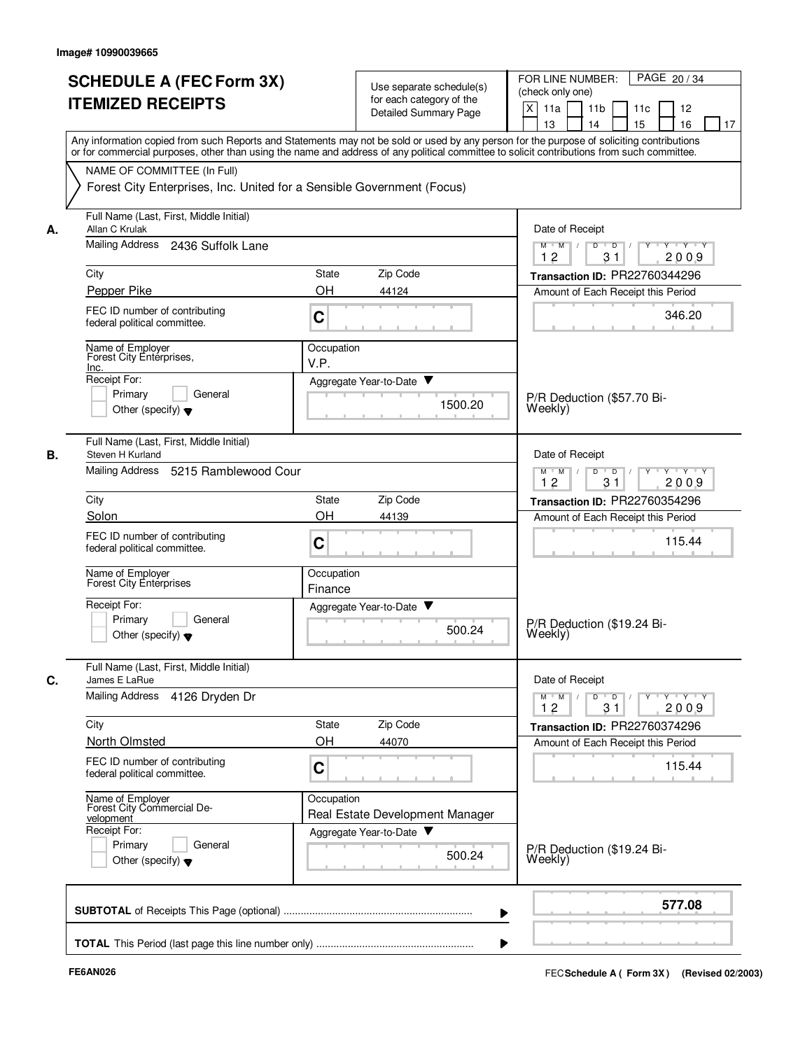Image# 10990039665

# SCHEDULE A (FEC Form 3X) ITEMIZED RECEIPTS

Use separate schedule(s) for each category of the Detailed Summary Page

FOR LINE NUMBER: (check only one)
[X] 11a [ ] 11b [ ] 11c [ ] 12 [ ] 13 [ ] 14 [ ] 15 [ ] 16 [ ] 17

PAGE 20 / 34

Any information copied from such Reports and Statements may not be sold or used by any person for the purpose of soliciting contributions or for commercial purposes, other than using the name and address of any political committee to solicit contributions from such committee.

NAME OF COMMITTEE (In Full)
Forest City Enterprises, Inc. United for a Sensible Government (Focus)

---

**A.**

| Field | Value |
|---|---|
| Full Name (Last, First, Middle Initial) | Allan C Krulak |
| Mailing Address | 2436 Suffolk Lane |
| City | Pepper Pike |
| State | OH |
| Zip Code | 44124 |
| FEC ID number of contributing federal political committee. | C |
| Name of Employer | Forest City Enterprises, Inc. |
| Occupation | V.P. |
| Receipt For: | [ ] Primary [ ] General [ ] Other (specify) |
| Aggregate Year-to-Date | 1500.20 |
| Date of Receipt | 12 / 31 / 2009 |
| Transaction ID | PR22760344296 |
| Amount of Each Receipt this Period | 346.20 |
| Memo | P/R Deduction ($57.70 Bi-Weekly) |

**B.**

| Field | Value |
|---|---|
| Full Name (Last, First, Middle Initial) | Steven H Kurland |
| Mailing Address | 5215 Ramblewood Cour |
| City | Solon |
| State | OH |
| Zip Code | 44139 |
| FEC ID number of contributing federal political committee. | C |
| Name of Employer | Forest City Enterprises |
| Occupation | Finance |
| Receipt For: | [ ] Primary [ ] General [ ] Other (specify) |
| Aggregate Year-to-Date | 500.24 |
| Date of Receipt | 12 / 31 / 2009 |
| Transaction ID | PR22760354296 |
| Amount of Each Receipt this Period | 115.44 |
| Memo | P/R Deduction ($19.24 Bi-Weekly) |

**C.**

| Field | Value |
|---|---|
| Full Name (Last, First, Middle Initial) | James E LaRue |
| Mailing Address | 4126 Dryden Dr |
| City | North Olmsted |
| State | OH |
| Zip Code | 44070 |
| FEC ID number of contributing federal political committee. | C |
| Name of Employer | Forest City Commercial Development |
| Occupation | Real Estate Development Manager |
| Receipt For: | [ ] Primary [ ] General [ ] Other (specify) |
| Aggregate Year-to-Date | 500.24 |
| Date of Receipt | 12 / 31 / 2009 |
| Transaction ID | PR22760374296 |
| Amount of Each Receipt this Period | 115.44 |
| Memo | P/R Deduction ($19.24 Bi-Weekly) |

---

**SUBTOTAL** of Receipts This Page (optional) ........ **577.08**

**TOTAL** This Period (last page this line number only) ........

FE6AN026

FEC **Schedule A ( Form 3X)** (Revised 02/2003)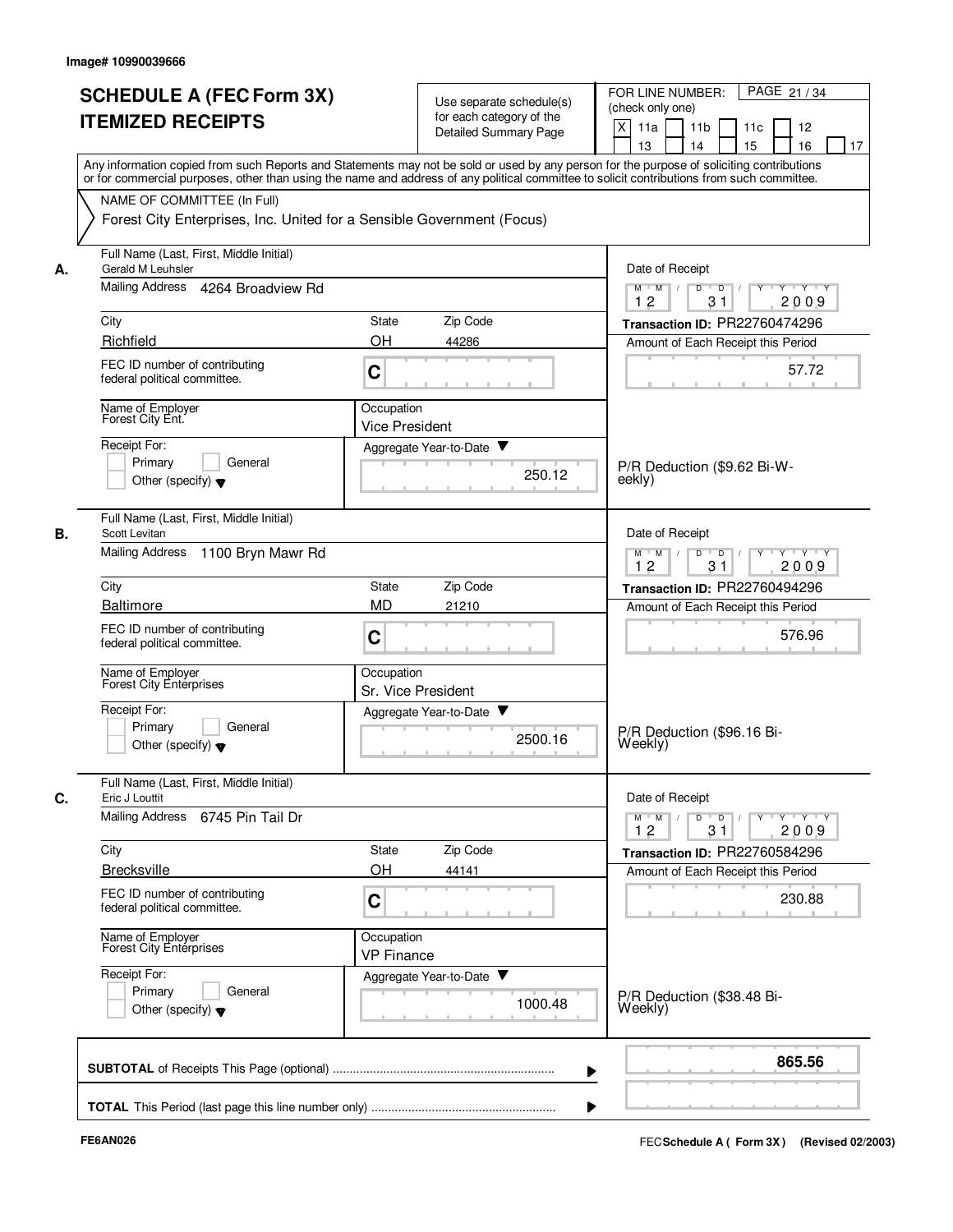Image# 10990039666

# SCHEDULE A (FEC Form 3X) ITEMIZED RECEIPTS

Use separate schedule(s) for each category of the Detailed Summary Page

FOR LINE NUMBER: (check only one)

[X] 11a [ ] 11b [ ] 11c [ ] 12 [ ] 13 [ ] 14 [ ] 15 [ ] 16 [ ] 17

Any information copied from such Reports and Statements may not be sold or used by any person for the purpose of soliciting contributions or for commercial purposes, other than using the name and address of any political committee to solicit contributions from such committee.

NAME OF COMMITTEE (In Full)

Forest City Enterprises, Inc. United for a Sensible Government (Focus)

---

**A.**

Full Name (Last, First, Middle Initial): Gerald M Leuhsler

Mailing Address: 4264 Broadview Rd

City: Richfield | State: OH | Zip Code: 44286

FEC ID number of contributing federal political committee: C

Name of Employer: Forest City Ent.

Occupation: Vice President

Receipt For: [ ] Primary [ ] General [ ] Other (specify)

Aggregate Year-to-Date: 250.12

Date of Receipt: 12 31 2009

Transaction ID: PR22760474296

Amount of Each Receipt this Period: 57.72

P/R Deduction ($9.62 Bi-Weekly)

---

**B.**

Full Name (Last, First, Middle Initial): Scott Levitan

Mailing Address: 1100 Bryn Mawr Rd

City: Baltimore | State: MD | Zip Code: 21210

FEC ID number of contributing federal political committee: C

Name of Employer: Forest City Enterprises

Occupation: Sr. Vice President

Receipt For: [ ] Primary [ ] General [ ] Other (specify)

Aggregate Year-to-Date: 2500.16

Date of Receipt: 12 31 2009

Transaction ID: PR22760494296

Amount of Each Receipt this Period: 576.96

P/R Deduction ($96.16 Bi-Weekly)

---

**C.**

Full Name (Last, First, Middle Initial): Eric J Louttit

Mailing Address: 6745 Pin Tail Dr

City: Brecksville | State: OH | Zip Code: 44141

FEC ID number of contributing federal political committee: C

Name of Employer: Forest City Enterprises

Occupation: VP Finance

Receipt For: [ ] Primary [ ] General [ ] Other (specify)

Aggregate Year-to-Date: 1000.48

Date of Receipt: 12 31 2009

Transaction ID: PR22760584296

Amount of Each Receipt this Period: 230.88

P/R Deduction ($38.48 Bi-Weekly)

---

**SUBTOTAL** of Receipts This Page (optional): **865.56**

**TOTAL** This Period (last page this line number only):

FE6AN026

FEC Schedule A ( Form 3X ) (Revised 02/2003)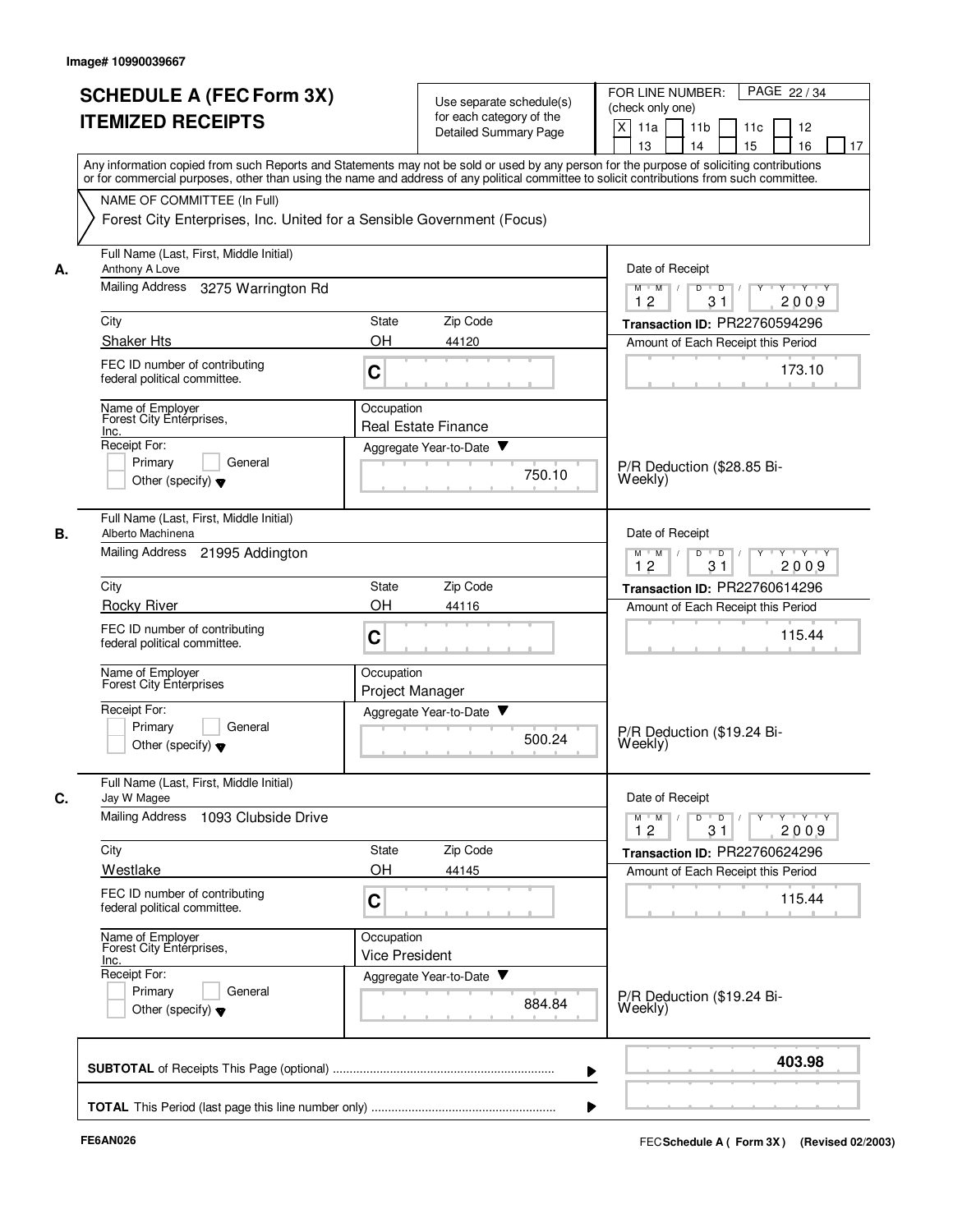Image# 10990039667

# SCHEDULE A (FEC Form 3X) ITEMIZED RECEIPTS

Use separate schedule(s) for each category of the Detailed Summary Page

FOR LINE NUMBER: (check only one)

[X] 11a [ ] 11b [ ] 11c [ ] 12 [ ] 13 [ ] 14 [ ] 15 [ ] 16 [ ] 17

PAGE 22 / 34

Any information copied from such Reports and Statements may not be sold or used by any person for the purpose of soliciting contributions or for commercial purposes, other than using the name and address of any political committee to solicit contributions from such committee.

NAME OF COMMITTEE (In Full)

Forest City Enterprises, Inc. United for a Sensible Government (Focus)

---

**A.** Full Name (Last, First, Middle Initial): Anthony A Love

Mailing Address: 3275 Warrington Rd

City: Shaker Hts | State: OH | Zip Code: 44120

FEC ID number of contributing federal political committee: C

Name of Employer: Forest City Enterprises, Inc.

Occupation: Real Estate Finance

Receipt For: [ ] Primary [ ] General [ ] Other (specify)

Aggregate Year-to-Date: 750.10

Date of Receipt: 12 31 2009

Transaction ID: PR22760594296

Amount of Each Receipt this Period: 173.10

P/R Deduction ($28.85 Bi-Weekly)

---

**B.** Full Name (Last, First, Middle Initial): Alberto Machinena

Mailing Address: 21995 Addington

City: Rocky River | State: OH | Zip Code: 44116

FEC ID number of contributing federal political committee: C

Name of Employer: Forest City Enterprises

Occupation: Project Manager

Receipt For: [ ] Primary [ ] General [ ] Other (specify)

Aggregate Year-to-Date: 500.24

Date of Receipt: 12 31 2009

Transaction ID: PR22760614296

Amount of Each Receipt this Period: 115.44

P/R Deduction ($19.24 Bi-Weekly)

---

**C.** Full Name (Last, First, Middle Initial): Jay W Magee

Mailing Address: 1093 Clubside Drive

City: Westlake | State: OH | Zip Code: 44145

FEC ID number of contributing federal political committee: C

Name of Employer: Forest City Enterprises, Inc.

Occupation: Vice President

Receipt For: [ ] Primary [ ] General [ ] Other (specify)

Aggregate Year-to-Date: 884.84

Date of Receipt: 12 31 2009

Transaction ID: PR22760624296

Amount of Each Receipt this Period: 115.44

P/R Deduction ($19.24 Bi-Weekly)

---

**SUBTOTAL** of Receipts This Page (optional): **403.98**

**TOTAL** This Period (last page this line number only):

FE6AN026

FEC Schedule A ( Form 3X ) (Revised 02/2003)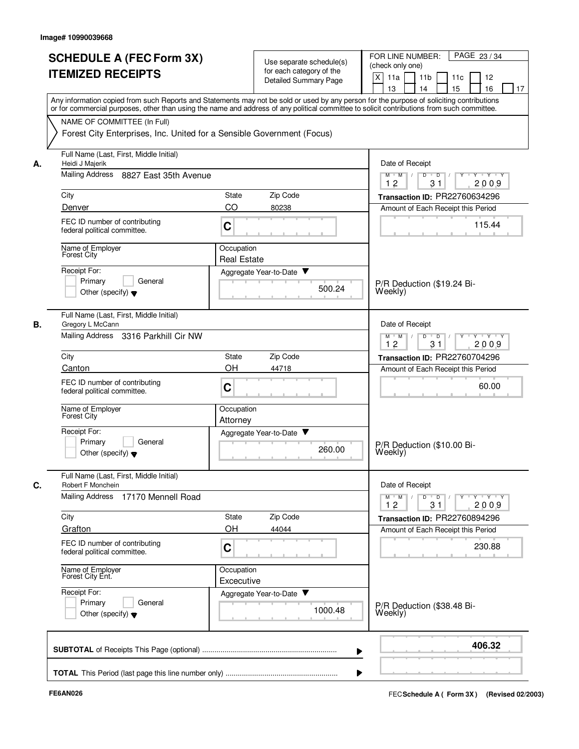Image# 10990039668

# SCHEDULE A (FEC Form 3X)
# ITEMIZED RECEIPTS

Use separate schedule(s) for each category of the Detailed Summary Page

FOR LINE NUMBER: (check only one)

[X] 11a [ ] 11b [ ] 11c [ ] 12 [ ] 13 [ ] 14 [ ] 15 [ ] 16 [ ] 17

PAGE 23 / 34

Any information copied from such Reports and Statements may not be sold or used by any person for the purpose of soliciting contributions or for commercial purposes, other than using the name and address of any political committee to solicit contributions from such committee.

NAME OF COMMITTEE (In Full)

Forest City Enterprises, Inc. United for a Sensible Government (Focus)

---

**A.** Full Name (Last, First, Middle Initial): Heidi J Majerik

Mailing Address: 8827 East 35th Avenue

City: Denver | State: CO | Zip Code: 80238

FEC ID number of contributing federal political committee: C

Name of Employer: Forest City | Occupation: Real Estate

Receipt For: [ ] Primary [ ] General [ ] Other (specify)

Aggregate Year-to-Date: 500.24

Date of Receipt: 12 / 31 / 2009

Transaction ID: PR22760634296

Amount of Each Receipt this Period: 115.44

P/R Deduction ($19.24 Bi-Weekly)

---

**B.** Full Name (Last, First, Middle Initial): Gregory L McCann

Mailing Address: 3316 Parkhill Cir NW

City: Canton | State: OH | Zip Code: 44718

FEC ID number of contributing federal political committee: C

Name of Employer: Forest City | Occupation: Attorney

Receipt For: [ ] Primary [ ] General [ ] Other (specify)

Aggregate Year-to-Date: 260.00

Date of Receipt: 12 / 31 / 2009

Transaction ID: PR22760704296

Amount of Each Receipt this Period: 60.00

P/R Deduction ($10.00 Bi-Weekly)

---

**C.** Full Name (Last, First, Middle Initial): Robert F Monchein

Mailing Address: 17170 Mennell Road

City: Grafton | State: OH | Zip Code: 44044

FEC ID number of contributing federal political committee: C

Name of Employer: Forest City Ent. | Occupation: Excecutive

Receipt For: [ ] Primary [ ] General [ ] Other (specify)

Aggregate Year-to-Date: 1000.48

Date of Receipt: 12 / 31 / 2009

Transaction ID: PR22760894296

Amount of Each Receipt this Period: 230.88

P/R Deduction ($38.48 Bi-Weekly)

---

**SUBTOTAL** of Receipts This Page (optional): **406.32**

**TOTAL** This Period (last page this line number only):

FE6AN026

FEC **Schedule A ( Form 3X )** (Revised 02/2003)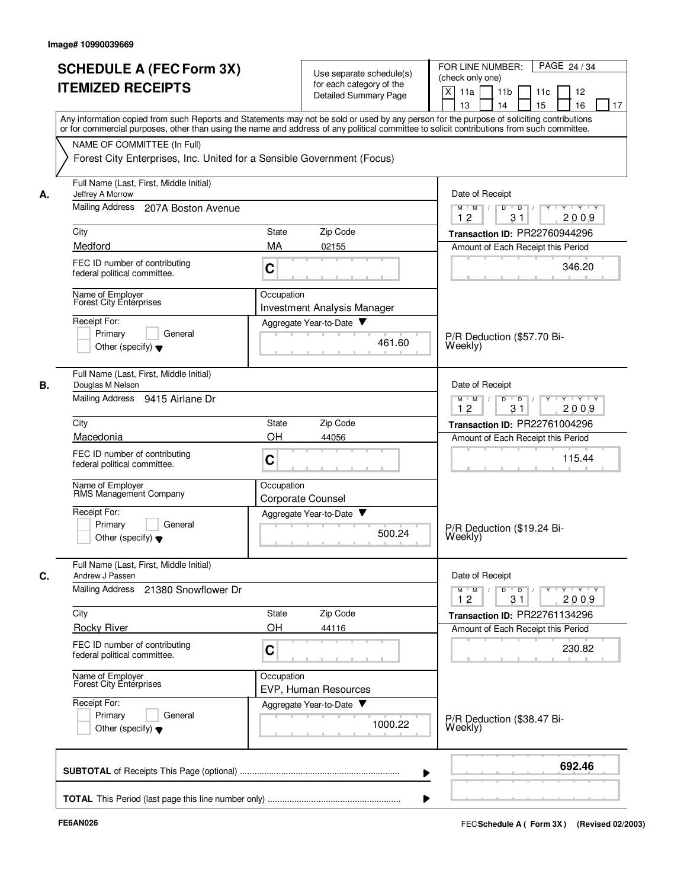Image# 10990039669

# SCHEDULE A (FEC Form 3X)
## ITEMIZED RECEIPTS

Use separate schedule(s) for each category of the Detailed Summary Page

FOR LINE NUMBER: (check only one)
[X] 11a [ ] 11b [ ] 11c [ ] 12 [ ] 13 [ ] 14 [ ] 15 [ ] 16 [ ] 17

PAGE 24 / 34

Any information copied from such Reports and Statements may not be sold or used by any person for the purpose of soliciting contributions or for commercial purposes, other than using the name and address of any political committee to solicit contributions from such committee.

NAME OF COMMITTEE (In Full)
Forest City Enterprises, Inc. United for a Sensible Government (Focus)

---

**A.** Full Name (Last, First, Middle Initial): Jeffrey A Morrow
Mailing Address: 207A Boston Avenue
City: Medford | State: MA | Zip Code: 02155
FEC ID number of contributing federal political committee: C
Name of Employer: Forest City Enterprises
Occupation: Investment Analysis Manager
Receipt For: [ ] Primary [ ] General [ ] Other (specify)
Aggregate Year-to-Date: 461.60
Date of Receipt: 12/31/2009
Transaction ID: PR22760944296
Amount of Each Receipt this Period: 346.20
P/R Deduction ($57.70 Bi-Weekly)

---

**B.** Full Name (Last, First, Middle Initial): Douglas M Nelson
Mailing Address: 9415 Airlane Dr
City: Macedonia | State: OH | Zip Code: 44056
FEC ID number of contributing federal political committee: C
Name of Employer: RMS Management Company
Occupation: Corporate Counsel
Receipt For: [ ] Primary [ ] General [ ] Other (specify)
Aggregate Year-to-Date: 500.24
Date of Receipt: 12/31/2009
Transaction ID: PR22761004296
Amount of Each Receipt this Period: 115.44
P/R Deduction ($19.24 Bi-Weekly)

---

**C.** Full Name (Last, First, Middle Initial): Andrew J Passen
Mailing Address: 21380 Snowflower Dr
City: Rocky River | State: OH | Zip Code: 44116
FEC ID number of contributing federal political committee: C
Name of Employer: Forest City Enterprises
Occupation: EVP, Human Resources
Receipt For: [ ] Primary [ ] General [ ] Other (specify)
Aggregate Year-to-Date: 1000.22
Date of Receipt: 12/31/2009
Transaction ID: PR22761134296
Amount of Each Receipt this Period: 230.82
P/R Deduction ($38.47 Bi-Weekly)

---

**SUBTOTAL** of Receipts This Page (optional): **692.46**

**TOTAL** This Period (last page this line number only):

FE6AN026

FEC Schedule A ( Form 3X ) (Revised 02/2003)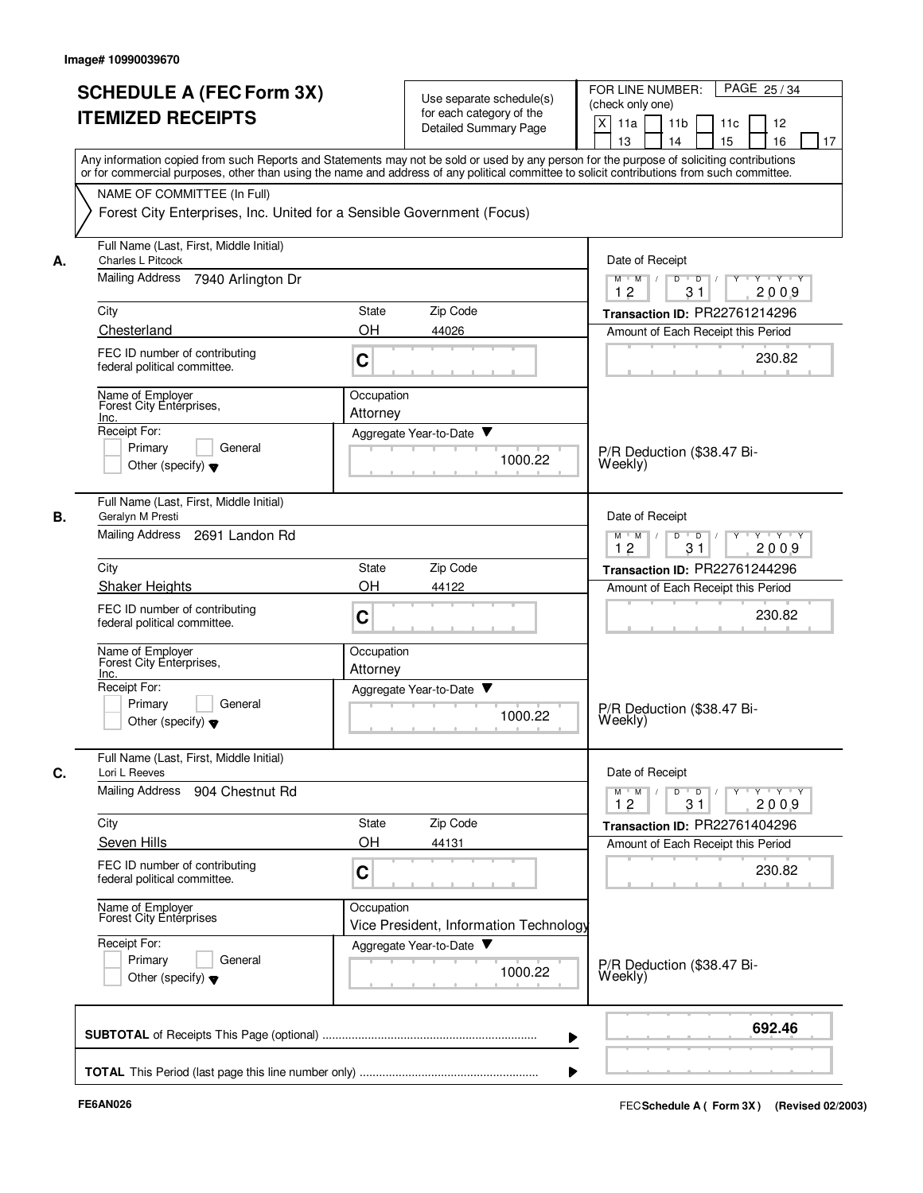Image# 10990039670

# SCHEDULE A (FEC Form 3X) ITEMIZED RECEIPTS

Use separate schedule(s) for each category of the Detailed Summary Page

FOR LINE NUMBER: (check only one)

- [X] 11a
- [ ] 11b
- [ ] 11c
- [ ] 12
- [ ] 13
- [ ] 14
- [ ] 15
- [ ] 16
- [ ] 17

Any information copied from such Reports and Statements may not be sold or used by any person for the purpose of soliciting contributions or for commercial purposes, other than using the name and address of any political committee to solicit contributions from such committee.

NAME OF COMMITTEE (In Full)

Forest City Enterprises, Inc. United for a Sensible Government (Focus)

---

**A.**

Full Name (Last, First, Middle Initial): Charles L Pitcock

Mailing Address: 7940 Arlington Dr

City: Chesterland | State: OH | Zip Code: 44026

FEC ID number of contributing federal political committee: C

Name of Employer: Forest City Enterprises, Inc.

Occupation: Attorney

Receipt For: Primary / General / Other (specify)

Aggregate Year-to-Date: 1000.22

Date of Receipt: 12/31/2009

Transaction ID: PR22761214296

Amount of Each Receipt this Period: 230.82

P/R Deduction ($38.47 Bi-Weekly)

---

**B.**

Full Name (Last, First, Middle Initial): Geralyn M Presti

Mailing Address: 2691 Landon Rd

City: Shaker Heights | State: OH | Zip Code: 44122

FEC ID number of contributing federal political committee: C

Name of Employer: Forest City Enterprises, Inc.

Occupation: Attorney

Receipt For: Primary / General / Other (specify)

Aggregate Year-to-Date: 1000.22

Date of Receipt: 12/31/2009

Transaction ID: PR22761244296

Amount of Each Receipt this Period: 230.82

P/R Deduction ($38.47 Bi-Weekly)

---

**C.**

Full Name (Last, First, Middle Initial): Lori L Reeves

Mailing Address: 904 Chestnut Rd

City: Seven Hills | State: OH | Zip Code: 44131

FEC ID number of contributing federal political committee: C

Name of Employer: Forest City Enterprises

Occupation: Vice President, Information Technology

Receipt For: Primary / General / Other (specify)

Aggregate Year-to-Date: 1000.22

Date of Receipt: 12/31/2009

Transaction ID: PR22761404296

Amount of Each Receipt this Period: 230.82

P/R Deduction ($38.47 Bi-Weekly)

---

**SUBTOTAL** of Receipts This Page (optional): **692.46**

**TOTAL** This Period (last page this line number only):

FE6AN026

FEC Schedule A ( Form 3X ) (Revised 02/2003)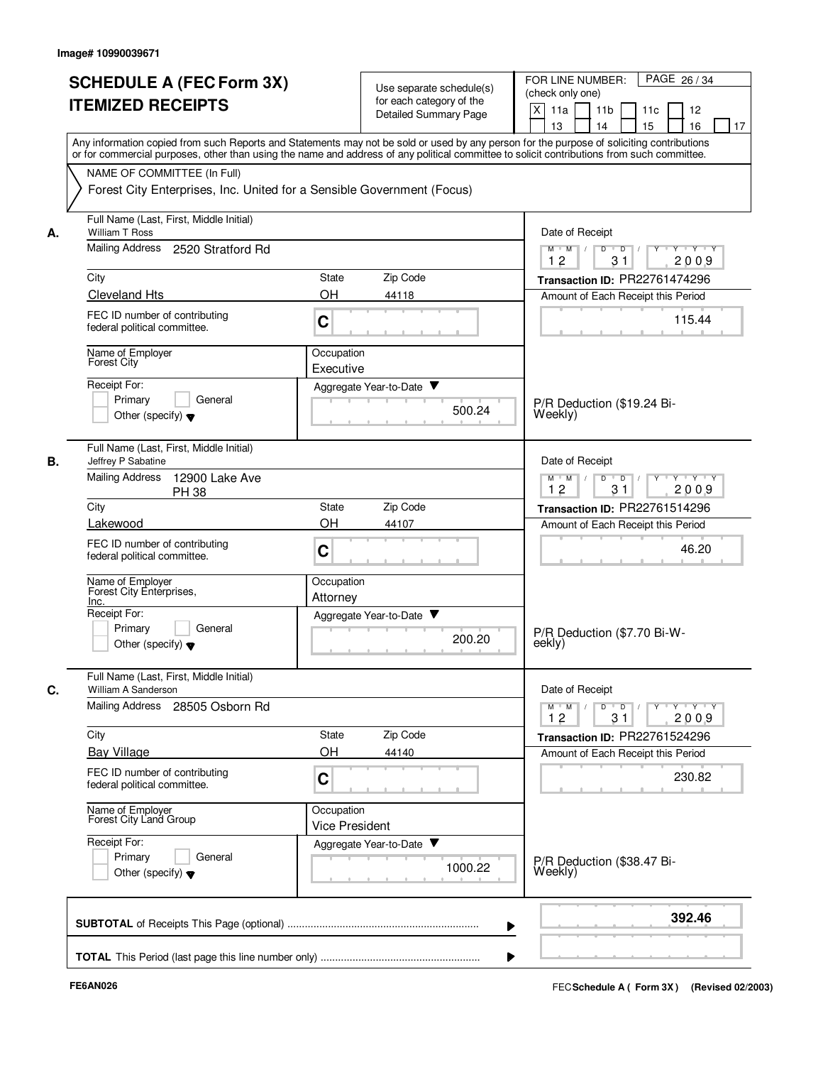Image# 10990039671

# SCHEDULE A (FEC Form 3X)
## ITEMIZED RECEIPTS

Use separate schedule(s) for each category of the Detailed Summary Page

FOR LINE NUMBER: (check only one)
[X] 11a [ ] 11b [ ] 11c [ ] 12 [ ] 13 [ ] 14 [ ] 15 [ ] 16 [ ] 17

Any information copied from such Reports and Statements may not be sold or used by any person for the purpose of soliciting contributions or for commercial purposes, other than using the name and address of any political committee to solicit contributions from such committee.

NAME OF COMMITTEE (In Full)
Forest City Enterprises, Inc. United for a Sensible Government (Focus)

---

**A.** Full Name (Last, First, Middle Initial): William T Ross
Mailing Address: 2520 Stratford Rd
City: Cleveland Hts | State: OH | Zip Code: 44118
FEC ID number of contributing federal political committee: C
Name of Employer: Forest City
Occupation: Executive
Receipt For: [ ] Primary [ ] General [ ] Other (specify)
Aggregate Year-to-Date: 500.24
Date of Receipt: 12/31/2009
Transaction ID: PR22761474296
Amount of Each Receipt this Period: 115.44
P/R Deduction ($19.24 Bi-Weekly)

---

**B.** Full Name (Last, First, Middle Initial): Jeffrey P Sabatine
Mailing Address: 12900 Lake Ave PH 38
City: Lakewood | State: OH | Zip Code: 44107
FEC ID number of contributing federal political committee: C
Name of Employer: Forest City Enterprises, Inc.
Occupation: Attorney
Receipt For: [ ] Primary [ ] General [ ] Other (specify)
Aggregate Year-to-Date: 200.20
Date of Receipt: 12/31/2009
Transaction ID: PR22761514296
Amount of Each Receipt this Period: 46.20
P/R Deduction ($7.70 Bi-Weekly)

---

**C.** Full Name (Last, First, Middle Initial): William A Sanderson
Mailing Address: 28505 Osborn Rd
City: Bay Village | State: OH | Zip Code: 44140
FEC ID number of contributing federal political committee: C
Name of Employer: Forest City Land Group
Occupation: Vice President
Receipt For: [ ] Primary [ ] General [ ] Other (specify)
Aggregate Year-to-Date: 1000.22
Date of Receipt: 12/31/2009
Transaction ID: PR22761524296
Amount of Each Receipt this Period: 230.82
P/R Deduction ($38.47 Bi-Weekly)

---

**SUBTOTAL** of Receipts This Page (optional): **392.46**

**TOTAL** This Period (last page this line number only):

FE6AN026 FEC Schedule A ( Form 3X ) (Revised 02/2003)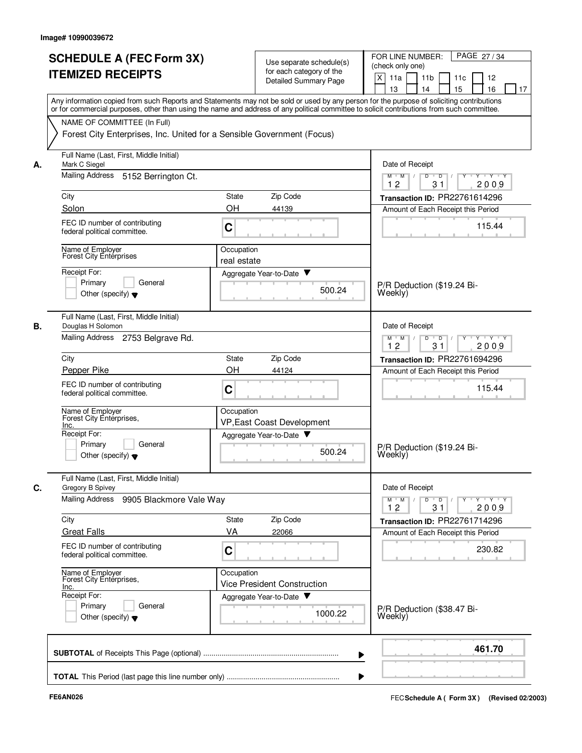Image# 10990039672

# SCHEDULE A (FEC Form 3X) ITEMIZED RECEIPTS

Use separate schedule(s) for each category of the Detailed Summary Page

FOR LINE NUMBER: (check only one)

[X] 11a [ ] 11b [ ] 11c [ ] 12 [ ] 13 [ ] 14 [ ] 15 [ ] 16 [ ] 17

PAGE 27 / 34

Any information copied from such Reports and Statements may not be sold or used by any person for the purpose of soliciting contributions or for commercial purposes, other than using the name and address of any political committee to solicit contributions from such committee.

NAME OF COMMITTEE (In Full)

Forest City Enterprises, Inc. United for a Sensible Government (Focus)

---

**A.** Full Name (Last, First, Middle Initial): Mark C Siegel

Mailing Address: 5152 Berrington Ct.

City: Solon | State: OH | Zip Code: 44139

FEC ID number of contributing federal political committee: C

Name of Employer: Forest City Enterprises

Occupation: real estate

Receipt For: [ ] Primary [ ] General [ ] Other (specify)

Aggregate Year-to-Date: 500.24

Date of Receipt: 12 31 2009

Transaction ID: PR22761614296

Amount of Each Receipt this Period: 115.44

P/R Deduction ($19.24 Bi-Weekly)

---

**B.** Full Name (Last, First, Middle Initial): Douglas H Solomon

Mailing Address: 2753 Belgrave Rd.

City: Pepper Pike | State: OH | Zip Code: 44124

FEC ID number of contributing federal political committee: C

Name of Employer: Forest City Enterprises, Inc.

Occupation: VP,East Coast Development

Receipt For: [ ] Primary [ ] General [ ] Other (specify)

Aggregate Year-to-Date: 500.24

Date of Receipt: 12 31 2009

Transaction ID: PR22761694296

Amount of Each Receipt this Period: 115.44

P/R Deduction ($19.24 Bi-Weekly)

---

**C.** Full Name (Last, First, Middle Initial): Gregory B Spivey

Mailing Address: 9905 Blackmore Vale Way

City: Great Falls | State: VA | Zip Code: 22066

FEC ID number of contributing federal political committee: C

Name of Employer: Forest City Enterprises, Inc.

Occupation: Vice President Construction

Receipt For: [ ] Primary [ ] General [ ] Other (specify)

Aggregate Year-to-Date: 1000.22

Date of Receipt: 12 31 2009

Transaction ID: PR22761714296

Amount of Each Receipt this Period: 230.82

P/R Deduction ($38.47 Bi-Weekly)

---

**SUBTOTAL** of Receipts This Page (optional): **461.70**

**TOTAL** This Period (last page this line number only):

FE6AN026

FEC Schedule A ( Form 3X ) (Revised 02/2003)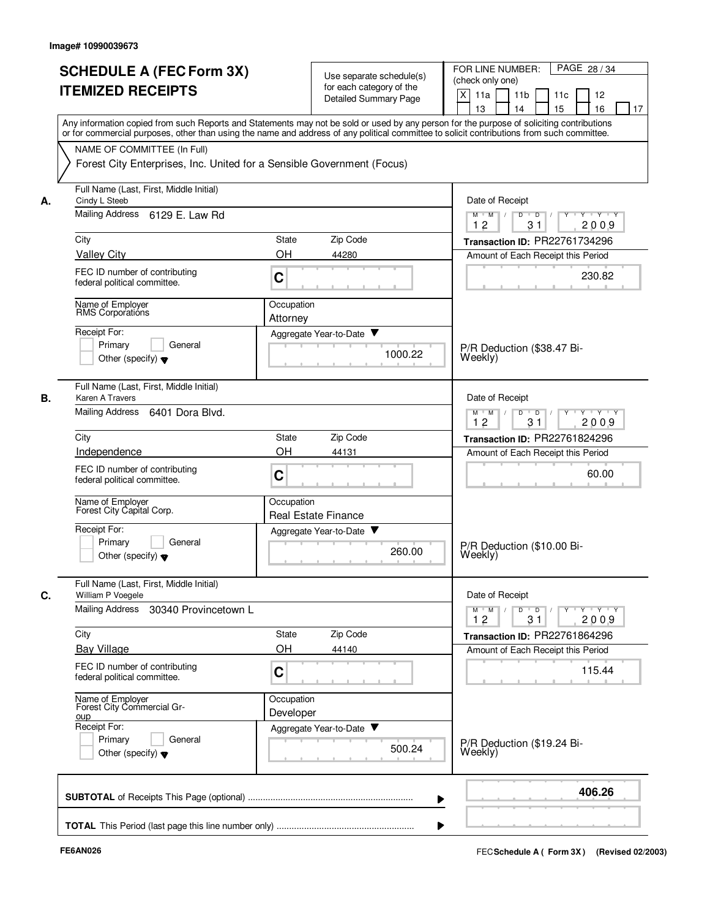Image# 10990039673

# SCHEDULE A (FEC Form 3X) ITEMIZED RECEIPTS

Use separate schedule(s) for each category of the Detailed Summary Page

FOR LINE NUMBER: (check only one)

[X] 11a [ ] 11b [ ] 11c [ ] 12 [ ] 13 [ ] 14 [ ] 15 [ ] 16 [ ] 17

Any information copied from such Reports and Statements may not be sold or used by any person for the purpose of soliciting contributions or for commercial purposes, other than using the name and address of any political committee to solicit contributions from such committee.

NAME OF COMMITTEE (In Full)

Forest City Enterprises, Inc. United for a Sensible Government (Focus)

---

**A.** Full Name (Last, First, Middle Initial): Cindy L Steeb

Mailing Address: 6129 E. Law Rd

City: Valley City | State: OH | Zip Code: 44280

FEC ID number of contributing federal political committee: C

Name of Employer: RMS Corporations

Occupation: Attorney

Receipt For: [ ] Primary [ ] General [ ] Other (specify)

Aggregate Year-to-Date: 1000.22

Date of Receipt: 12 31 2009

Transaction ID: PR22761734296

Amount of Each Receipt this Period: 230.82

P/R Deduction ($38.47 Bi-Weekly)

---

**B.** Full Name (Last, First, Middle Initial): Karen A Travers

Mailing Address: 6401 Dora Blvd.

City: Independence | State: OH | Zip Code: 44131

FEC ID number of contributing federal political committee: C

Name of Employer: Forest City Capital Corp.

Occupation: Real Estate Finance

Receipt For: [ ] Primary [ ] General [ ] Other (specify)

Aggregate Year-to-Date: 260.00

Date of Receipt: 12 31 2009

Transaction ID: PR22761824296

Amount of Each Receipt this Period: 60.00

P/R Deduction ($10.00 Bi-Weekly)

---

**C.** Full Name (Last, First, Middle Initial): William P Voegele

Mailing Address: 30340 Provincetown L

City: Bay Village | State: OH | Zip Code: 44140

FEC ID number of contributing federal political committee: C

Name of Employer: Forest City Commercial Group

Occupation: Developer

Receipt For: [ ] Primary [ ] General [ ] Other (specify)

Aggregate Year-to-Date: 500.24

Date of Receipt: 12 31 2009

Transaction ID: PR22761864296

Amount of Each Receipt this Period: 115.44

P/R Deduction ($19.24 Bi-Weekly)

---

**SUBTOTAL** of Receipts This Page (optional): **406.26**

**TOTAL** This Period (last page this line number only):

FE6AN026

FEC Schedule A ( Form 3X ) (Revised 02/2003)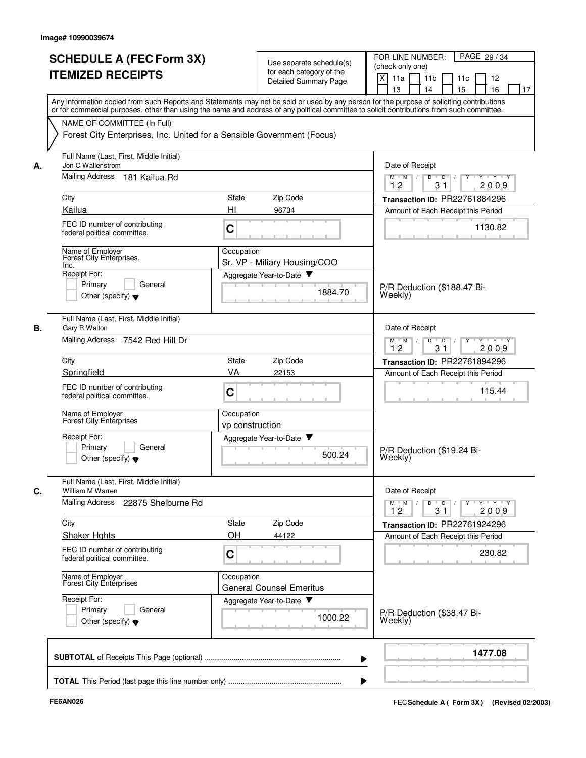Image# 10990039674

# SCHEDULE A (FEC Form 3X) ITEMIZED RECEIPTS

Use separate schedule(s) for each category of the Detailed Summary Page

FOR LINE NUMBER: (check only one)

[X] 11a [ ] 11b [ ] 11c [ ] 12 [ ] 13 [ ] 14 [ ] 15 [ ] 16 [ ] 17

Any information copied from such Reports and Statements may not be sold or used by any person for the purpose of soliciting contributions or for commercial purposes, other than using the name and address of any political committee to solicit contributions from such committee.

NAME OF COMMITTEE (In Full)

Forest City Enterprises, Inc. United for a Sensible Government (Focus)

---

**A.**

Full Name (Last, First, Middle Initial): Jon C Wallenstrom

Mailing Address: 181 Kailua Rd

City: Kailua | State: HI | Zip Code: 96734

FEC ID number of contributing federal political committee: C

Name of Employer: Forest City Enterprises, Inc.

Occupation: Sr. VP - Miliary Housing/COO

Receipt For: [ ] Primary [ ] General [ ] Other (specify)

Aggregate Year-to-Date: 1884.70

Date of Receipt: 12/31/2009

Transaction ID: PR22761884296

Amount of Each Receipt this Period: 1130.82

P/R Deduction ($188.47 Bi-Weekly)

---

**B.**

Full Name (Last, First, Middle Initial): Gary R Walton

Mailing Address: 7542 Red Hill Dr

City: Springfield | State: VA | Zip Code: 22153

FEC ID number of contributing federal political committee: C

Name of Employer: Forest City Enterprises

Occupation: vp construction

Receipt For: [ ] Primary [ ] General [ ] Other (specify)

Aggregate Year-to-Date: 500.24

Date of Receipt: 12/31/2009

Transaction ID: PR22761894296

Amount of Each Receipt this Period: 115.44

P/R Deduction ($19.24 Bi-Weekly)

---

**C.**

Full Name (Last, First, Middle Initial): William M Warren

Mailing Address: 22875 Shelburne Rd

City: Shaker Hghts | State: OH | Zip Code: 44122

FEC ID number of contributing federal political committee: C

Name of Employer: Forest City Enterprises

Occupation: General Counsel Emeritus

Receipt For: [ ] Primary [ ] General [ ] Other (specify)

Aggregate Year-to-Date: 1000.22

Date of Receipt: 12/31/2009

Transaction ID: PR22761924296

Amount of Each Receipt this Period: 230.82

P/R Deduction ($38.47 Bi-Weekly)

---

**SUBTOTAL** of Receipts This Page (optional): **1477.08**

**TOTAL** This Period (last page this line number only):

FE6AN026

FEC **Schedule A ( Form 3X)** (Revised 02/2003)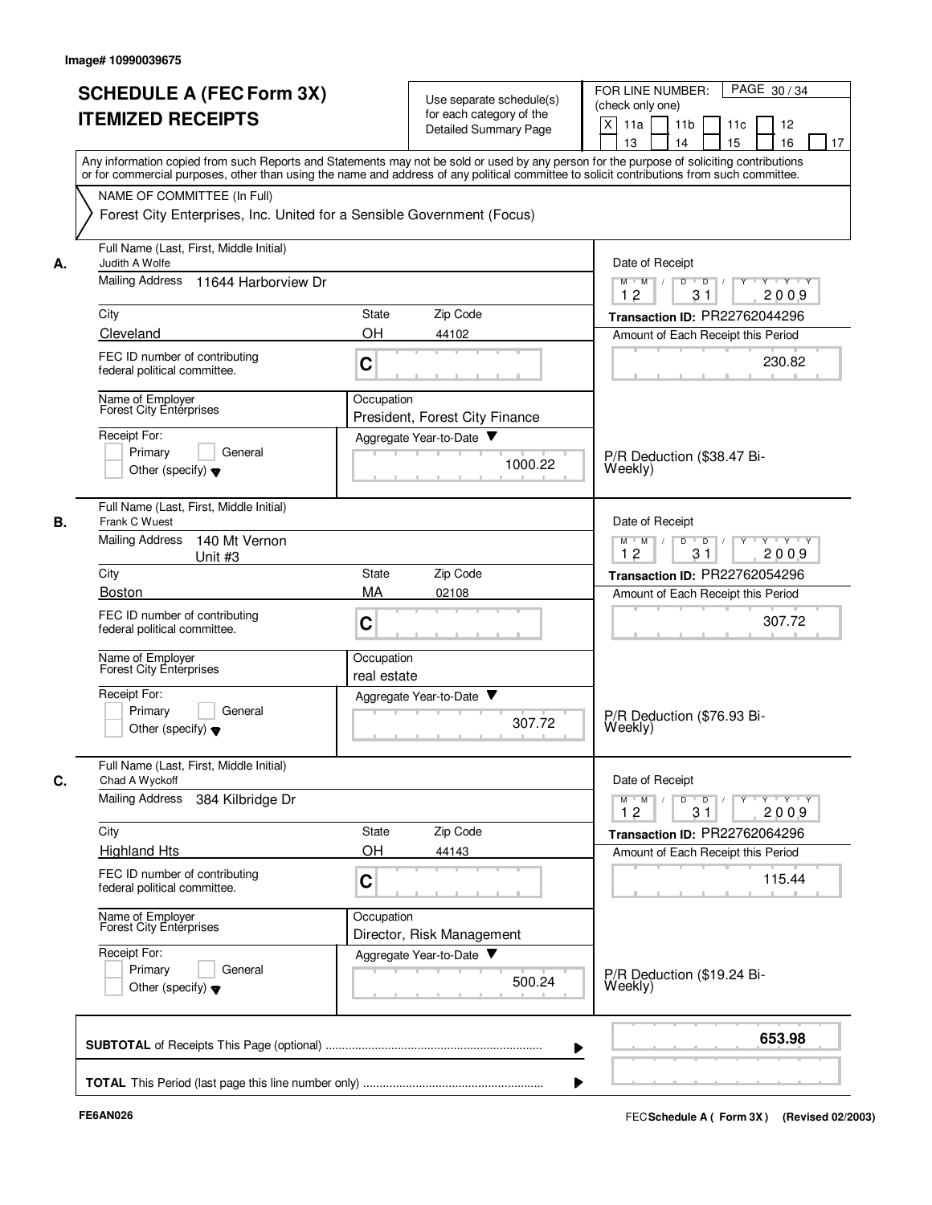Image# 10990039675

# SCHEDULE A (FEC Form 3X) ITEMIZED RECEIPTS

Use separate schedule(s) for each category of the Detailed Summary Page

FOR LINE NUMBER: (check only one)

[X] 11a [ ] 11b [ ] 11c [ ] 12 [ ] 13 [ ] 14 [ ] 15 [ ] 16 [ ] 17

PAGE 30 / 34

Any information copied from such Reports and Statements may not be sold or used by any person for the purpose of soliciting contributions or for commercial purposes, other than using the name and address of any political committee to solicit contributions from such committee.

NAME OF COMMITTEE (In Full)

Forest City Enterprises, Inc. United for a Sensible Government (Focus)

---

**A.** Full Name (Last, First, Middle Initial): Judith A Wolfe

Mailing Address: 11644 Harborview Dr

City: Cleveland | State: OH | Zip Code: 44102

FEC ID number of contributing federal political committee: C

Name of Employer: Forest City Enterprises

Occupation: President, Forest City Finance

Receipt For: Primary / General / Other (specify)

Aggregate Year-to-Date: 1000.22

Date of Receipt: 12 / 31 / 2009

Transaction ID: PR22762044296

Amount of Each Receipt this Period: 230.82

P/R Deduction ($38.47 Bi-Weekly)

---

**B.** Full Name (Last, First, Middle Initial): Frank C Wuest

Mailing Address: 140 Mt Vernon Unit #3

City: Boston | State: MA | Zip Code: 02108

FEC ID number of contributing federal political committee: C

Name of Employer: Forest City Enterprises

Occupation: real estate

Receipt For: Primary / General / Other (specify)

Aggregate Year-to-Date: 307.72

Date of Receipt: 12 / 31 / 2009

Transaction ID: PR22762054296

Amount of Each Receipt this Period: 307.72

P/R Deduction ($76.93 Bi-Weekly)

---

**C.** Full Name (Last, First, Middle Initial): Chad A Wyckoff

Mailing Address: 384 Kilbridge Dr

City: Highland Hts | State: OH | Zip Code: 44143

FEC ID number of contributing federal political committee: C

Name of Employer: Forest City Enterprises

Occupation: Director, Risk Management

Receipt For: Primary / General / Other (specify)

Aggregate Year-to-Date: 500.24

Date of Receipt: 12 / 31 / 2009

Transaction ID: PR22762064296

Amount of Each Receipt this Period: 115.44

P/R Deduction ($19.24 Bi-Weekly)

---

**SUBTOTAL** of Receipts This Page (optional): **653.98**

**TOTAL** This Period (last page this line number only):

FE6AN026

FEC **Schedule A ( Form 3X )** (Revised 02/2003)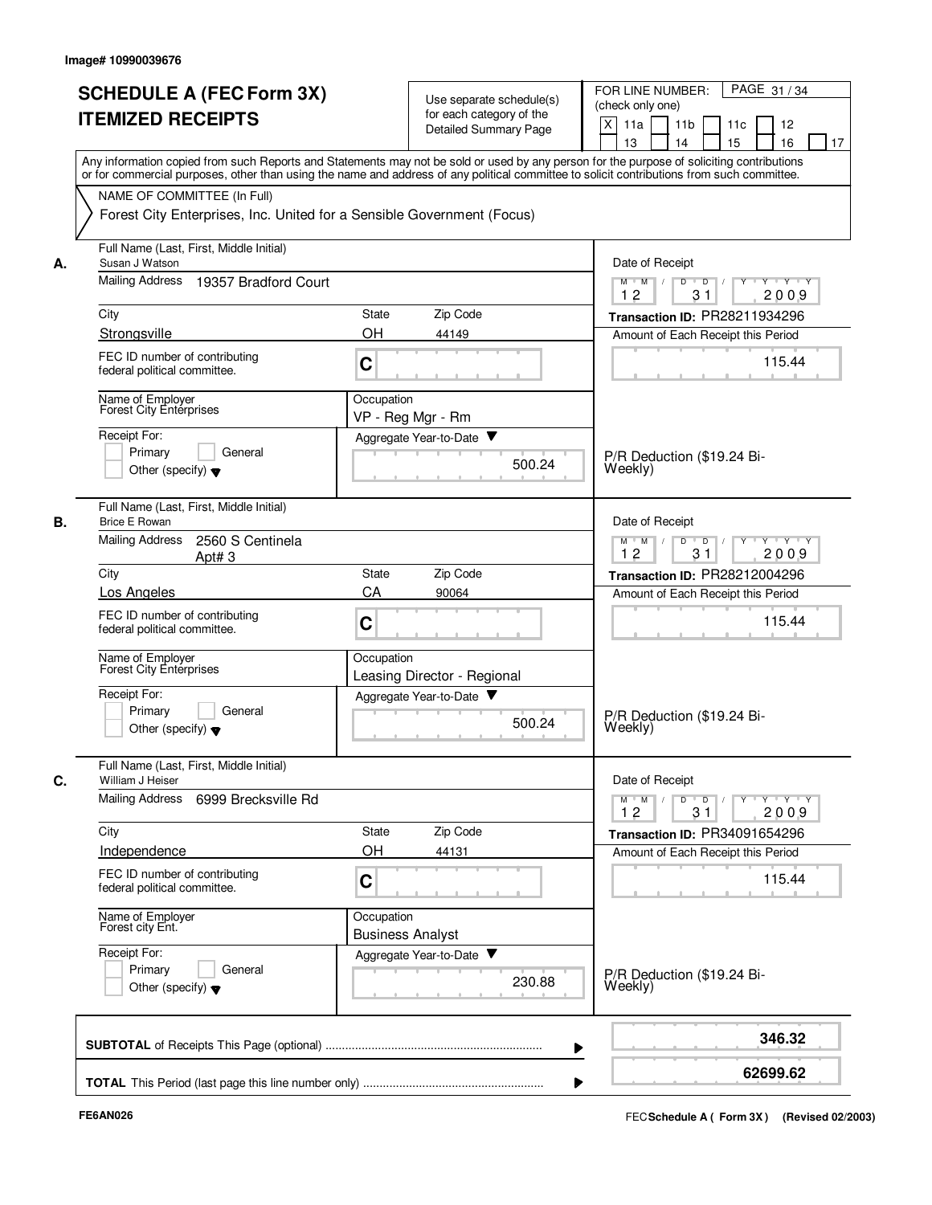Image# 10990039676

# SCHEDULE A (FEC Form 3X) ITEMIZED RECEIPTS

Use separate schedule(s) for each category of the Detailed Summary Page

FOR LINE NUMBER: (check only one)

[X] 11a [ ] 11b [ ] 11c [ ] 12 [ ] 13 [ ] 14 [ ] 15 [ ] 16 [ ] 17

PAGE 31 / 34

Any information copied from such Reports and Statements may not be sold or used by any person for the purpose of soliciting contributions or for commercial purposes, other than using the name and address of any political committee to solicit contributions from such committee.

NAME OF COMMITTEE (In Full)

Forest City Enterprises, Inc. United for a Sensible Government (Focus)

## A.

| Field | Value |
|---|---|
| Full Name (Last, First, Middle Initial) | Susan J Watson |
| Mailing Address | 19357 Bradford Court |
| City | Strongsville |
| State | OH |
| Zip Code | 44149 |
| FEC ID number of contributing federal political committee. | C |
| Name of Employer | Forest City Enterprises |
| Occupation | VP - Reg Mgr - Rm |
| Receipt For: | [ ] Primary [ ] General [ ] Other (specify) |
| Aggregate Year-to-Date | 500.24 |
| Date of Receipt | 12 / 31 / 2009 |
| Transaction ID | PR28211934296 |
| Amount of Each Receipt this Period | 115.44 |
| Memo | P/R Deduction ($19.24 Bi-Weekly) |

## B.

| Field | Value |
|---|---|
| Full Name (Last, First, Middle Initial) | Brice E Rowan |
| Mailing Address | 2560 S Centinela Apt# 3 |
| City | Los Angeles |
| State | CA |
| Zip Code | 90064 |
| FEC ID number of contributing federal political committee. | C |
| Name of Employer | Forest City Enterprises |
| Occupation | Leasing Director - Regional |
| Receipt For: | [ ] Primary [ ] General [ ] Other (specify) |
| Aggregate Year-to-Date | 500.24 |
| Date of Receipt | 12 / 31 / 2009 |
| Transaction ID | PR28212004296 |
| Amount of Each Receipt this Period | 115.44 |
| Memo | P/R Deduction ($19.24 Bi-Weekly) |

## C.

| Field | Value |
|---|---|
| Full Name (Last, First, Middle Initial) | William J Heiser |
| Mailing Address | 6999 Brecksville Rd |
| City | Independence |
| State | OH |
| Zip Code | 44131 |
| FEC ID number of contributing federal political committee. | C |
| Name of Employer | Forest city Ent. |
| Occupation | Business Analyst |
| Receipt For: | [ ] Primary [ ] General [ ] Other (specify) |
| Aggregate Year-to-Date | 230.88 |
| Date of Receipt | 12 / 31 / 2009 |
| Transaction ID | PR34091654296 |
| Amount of Each Receipt this Period | 115.44 |
| Memo | P/R Deduction ($19.24 Bi-Weekly) |

| | |
|---|---|
| **SUBTOTAL** of Receipts This Page (optional) | **346.32** |
| **TOTAL** This Period (last page this line number only) | **62699.62** |

FE6AN026

FEC **Schedule A ( Form 3X)** (Revised 02/2003)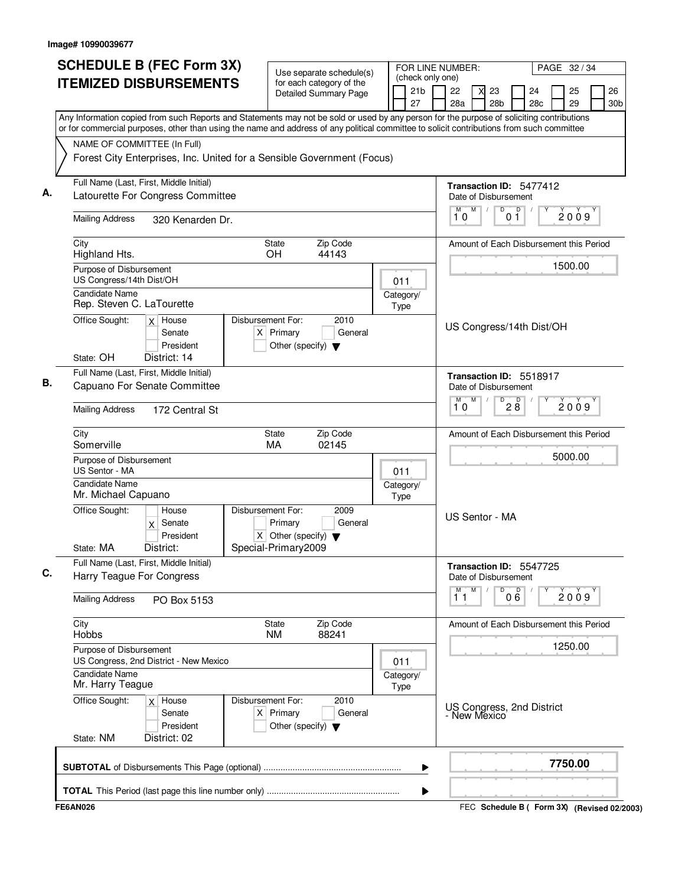Image# 10990039677

# SCHEDULE B (FEC Form 3X) ITEMIZED DISBURSEMENTS

Use separate schedule(s) for each category of the Detailed Summary Page

FOR LINE NUMBER: (check only one)
21b, 22, [X] 23, 24, 25, 26, 27, 28a, 28b, 28c, 29, 30b

PAGE 32 / 34

Any Information copied from such Reports and Statements may not be sold or used by any person for the purpose of soliciting contributions or for commercial purposes, other than using the name and address of any political committee to solicit contributions from such committee

NAME OF COMMITTEE (In Full)
Forest City Enterprises, Inc. United for a Sensible Government (Focus)

---

**A.** Full Name (Last, First, Middle Initial): Latourette For Congress Committee

Transaction ID: 5477412

Mailing Address: 320 Kenarden Dr.

Date of Disbursement: 10 / 01 / 2009

City: Highland Hts. State: OH Zip Code: 44143

Amount of Each Disbursement this Period: 1500.00

Purpose of Disbursement: US Congress/14th Dist/OH

Category/Type: 011

Candidate Name: Rep. Steven C. LaTourette

Office Sought: [X] House [ ] Senate [ ] President

Disbursement For: 2010 [X] Primary [ ] General [ ] Other (specify)

State: OH District: 14

US Congress/14th Dist/OH

---

**B.** Full Name (Last, First, Middle Initial): Capuano For Senate Committee

Transaction ID: 5518917

Mailing Address: 172 Central St

Date of Disbursement: 10 / 28 / 2009

City: Somerville State: MA Zip Code: 02145

Amount of Each Disbursement this Period: 5000.00

Purpose of Disbursement: US Sentor - MA

Category/Type: 011

Candidate Name: Mr. Michael Capuano

Office Sought: [ ] House [X] Senate [ ] President

Disbursement For: 2009 [ ] Primary [ ] General [X] Other (specify) Special-Primary2009

State: MA District:

US Sentor - MA

---

**C.** Full Name (Last, First, Middle Initial): Harry Teague For Congress

Transaction ID: 5547725

Mailing Address: PO Box 5153

Date of Disbursement: 11 / 06 / 2009

City: Hobbs State: NM Zip Code: 88241

Amount of Each Disbursement this Period: 1250.00

Purpose of Disbursement: US Congress, 2nd District - New Mexico

Category/Type: 011

Candidate Name: Mr. Harry Teague

Office Sought: [X] House [ ] Senate [ ] President

Disbursement For: 2010 [X] Primary [ ] General [ ] Other (specify)

State: NM District: 02

US Congress, 2nd District - New Mexico

---

**SUBTOTAL** of Disbursements This Page (optional): **7750.00**

**TOTAL** This Period (last page this line number only):

FE6AN026

FEC Schedule B ( Form 3X) (Revised 02/2003)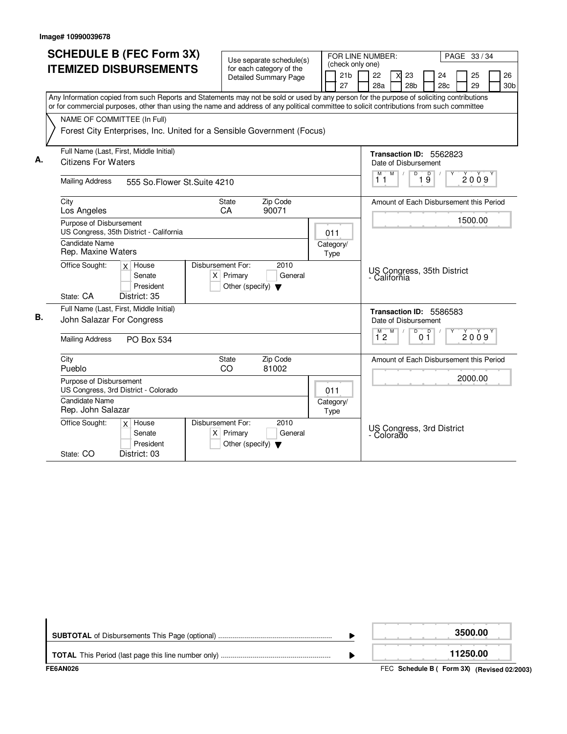Image# 10990039678

# SCHEDULE B (FEC Form 3X)
## ITEMIZED DISBURSEMENTS

Use separate schedule(s) for each category of the Detailed Summary Page

FOR LINE NUMBER: (check only one)

21b | 22 | [X] 23 | 24 | 25 | 26 | 27 | 28a | 28b | 28c | 29 | 30b

PAGE 33 / 34

Any Information copied from such Reports and Statements may not be sold or used by any person for the purpose of soliciting contributions or for commercial purposes, other than using the name and address of any political committee to solicit contributions from such committee

NAME OF COMMITTEE (In Full)
Forest City Enterprises, Inc. United for a Sensible Government (Focus)

**A.**

Full Name (Last, First, Middle Initial): Citizens For Waters

Mailing Address: 555 So.Flower St.Suite 4210

City: Los Angeles | State: CA | Zip Code: 90071

Transaction ID: 5562823

Date of Disbursement: 11 / 19 / 2009

Amount of Each Disbursement this Period: 1500.00

Purpose of Disbursement: US Congress, 35th District - California

Category/Type: 011

Candidate Name: Rep. Maxine Waters

Office Sought: [X] House [ ] Senate [ ] President

State: CA District: 35

Disbursement For: 2010 [X] Primary [ ] General [ ] Other (specify)

US Congress, 35th District - California

**B.**

Full Name (Last, First, Middle Initial): John Salazar For Congress

Mailing Address: PO Box 534

City: Pueblo | State: CO | Zip Code: 81002

Transaction ID: 5586583

Date of Disbursement: 12 / 01 / 2009

Amount of Each Disbursement this Period: 2000.00

Purpose of Disbursement: US Congress, 3rd District - Colorado

Category/Type: 011

Candidate Name: Rep. John Salazar

Office Sought: [X] House [ ] Senate [ ] President

State: CO District: 03

Disbursement For: 2010 [X] Primary [ ] General [ ] Other (specify)

US Congress, 3rd District - Colorado

| | |
|---|---|
| **SUBTOTAL** of Disbursements This Page (optional) | 3500.00 |
| **TOTAL** This Period (last page this line number only) | 11250.00 |

FE6AN026 FEC **Schedule B ( Form 3X) (Revised 02/2003)**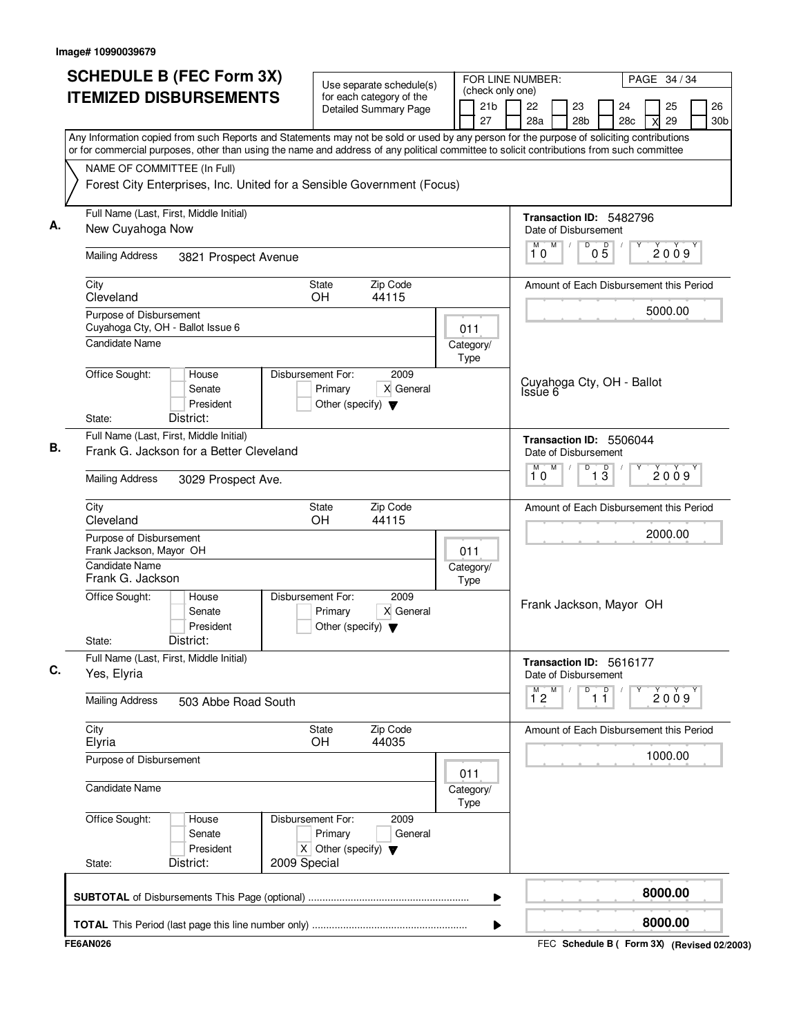Image# 10990039679

# SCHEDULE B (FEC Form 3X) ITEMIZED DISBURSEMENTS

Use separate schedule(s) for each category of the Detailed Summary Page

FOR LINE NUMBER: (check only one)

21b | 22 | 23 | 24 | 25 | 26
27 | 28a | 28b | 28c | X 29 | 30b

Any Information copied from such Reports and Statements may not be sold or used by any person for the purpose of soliciting contributions or for commercial purposes, other than using the name and address of any political committee to solicit contributions from such committee

NAME OF COMMITTEE (In Full)
Forest City Enterprises, Inc. United for a Sensible Government (Focus)

**A.** Full Name (Last, First, Middle Initial): New Cuyahoga Now
Mailing Address: 3821 Prospect Avenue
City: Cleveland | State: OH | Zip Code: 44115
Purpose of Disbursement: Cuyahoga Cty, OH - Ballot Issue 6
Candidate Name:
Category/Type: 011
Office Sought: House / Senate / President
State: District:
Disbursement For: 2009 — Primary / X General / Other (specify)
Transaction ID: 5482796
Date of Disbursement: 10/05/2009
Amount of Each Disbursement this Period: 5000.00
Cuyahoga Cty, OH - Ballot Issue 6

**B.** Full Name (Last, First, Middle Initial): Frank G. Jackson for a Better Cleveland
Mailing Address: 3029 Prospect Ave.
City: Cleveland | State: OH | Zip Code: 44115
Purpose of Disbursement: Frank Jackson, Mayor OH
Candidate Name: Frank G. Jackson
Category/Type: 011
Office Sought: House / Senate / President
State: District:
Disbursement For: 2009 — Primary / X General / Other (specify)
Transaction ID: 5506044
Date of Disbursement: 10/13/2009
Amount of Each Disbursement this Period: 2000.00
Frank Jackson, Mayor OH

**C.** Full Name (Last, First, Middle Initial): Yes, Elyria
Mailing Address: 503 Abbe Road South
City: Elyria | State: OH | Zip Code: 44035
Purpose of Disbursement:
Candidate Name:
Category/Type: 011
Office Sought: House / Senate / President
State: District:
Disbursement For: 2009 — Primary / General / X Other (specify): 2009 Special
Transaction ID: 5616177
Date of Disbursement: 12/11/2009
Amount of Each Disbursement this Period: 1000.00

**SUBTOTAL** of Disbursements This Page (optional): 8000.00

**TOTAL** This Period (last page this line number only): 8000.00

FE6AN026 — FEC Schedule B ( Form 3X) (Revised 02/2003)